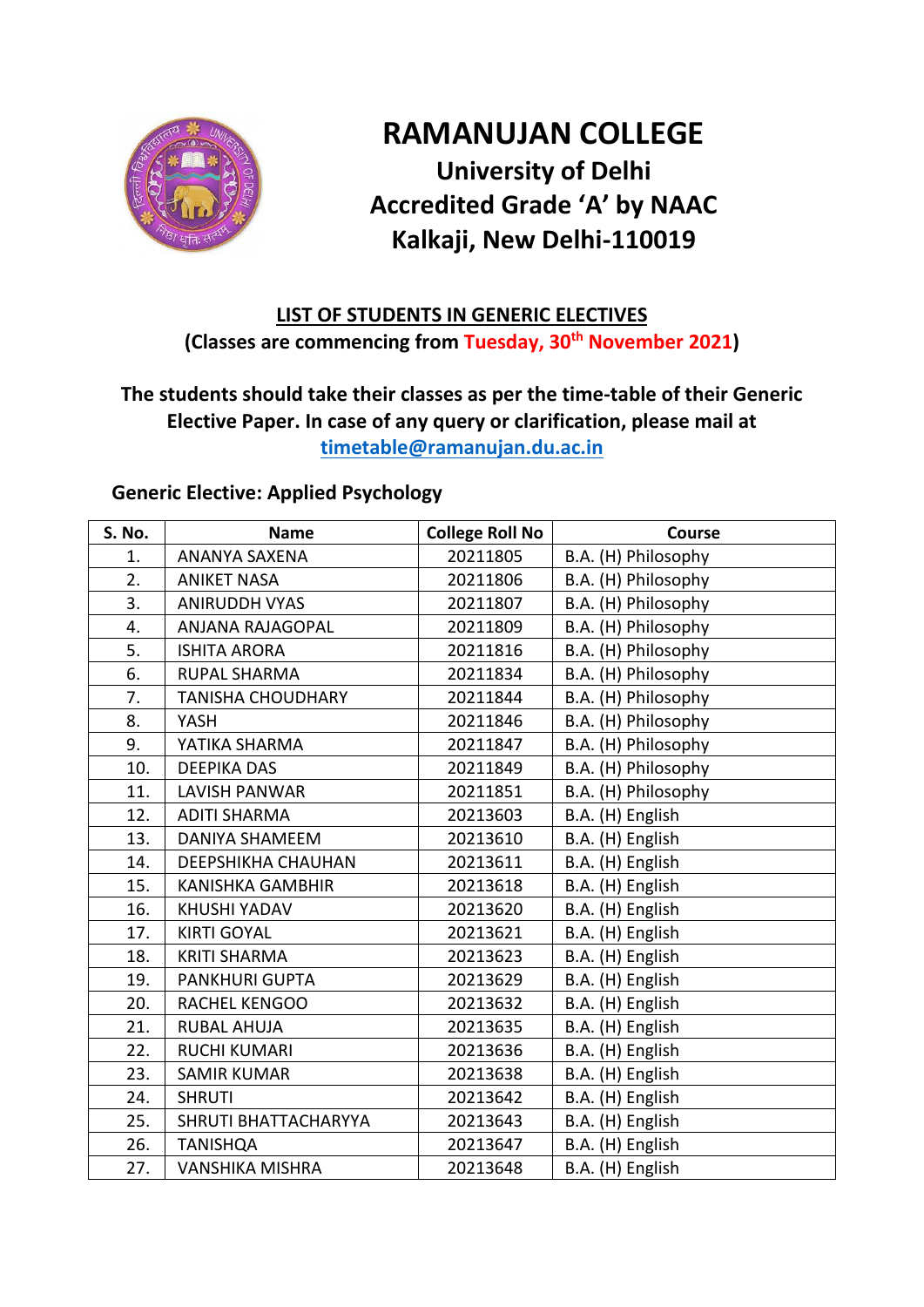# RAMANUJAN COLLEGE

## University of Delhi
## Accredited Grade 'A' by NAAC
## Kalkaji, New Delhi-110019

**LIST OF STUDENTS IN GENERIC ELECTIVES**

**(Classes are commencing from Tuesday, 30th November 2021)**

**The students should take their classes as per the time-table of their Generic Elective Paper. In case of any query or clarification, please mail at timetable@ramanujan.du.ac.in**

**Generic Elective: Applied Psychology**

| S. No. | Name | College Roll No | Course |
|---|---|---|---|
| 1. | ANANYA SAXENA | 20211805 | B.A. (H) Philosophy |
| 2. | ANIKET NASA | 20211806 | B.A. (H) Philosophy |
| 3. | ANIRUDDH VYAS | 20211807 | B.A. (H) Philosophy |
| 4. | ANJANA RAJAGOPAL | 20211809 | B.A. (H) Philosophy |
| 5. | ISHITA ARORA | 20211816 | B.A. (H) Philosophy |
| 6. | RUPAL SHARMA | 20211834 | B.A. (H) Philosophy |
| 7. | TANISHA CHOUDHARY | 20211844 | B.A. (H) Philosophy |
| 8. | YASH | 20211846 | B.A. (H) Philosophy |
| 9. | YATIKA SHARMA | 20211847 | B.A. (H) Philosophy |
| 10. | DEEPIKA DAS | 20211849 | B.A. (H) Philosophy |
| 11. | LAVISH PANWAR | 20211851 | B.A. (H) Philosophy |
| 12. | ADITI SHARMA | 20213603 | B.A. (H) English |
| 13. | DANIYA SHAMEEM | 20213610 | B.A. (H) English |
| 14. | DEEPSHIKHA CHAUHAN | 20213611 | B.A. (H) English |
| 15. | KANISHKA GAMBHIR | 20213618 | B.A. (H) English |
| 16. | KHUSHI YADAV | 20213620 | B.A. (H) English |
| 17. | KIRTI GOYAL | 20213621 | B.A. (H) English |
| 18. | KRITI SHARMA | 20213623 | B.A. (H) English |
| 19. | PANKHURI GUPTA | 20213629 | B.A. (H) English |
| 20. | RACHEL KENGOO | 20213632 | B.A. (H) English |
| 21. | RUBAL AHUJA | 20213635 | B.A. (H) English |
| 22. | RUCHI KUMARI | 20213636 | B.A. (H) English |
| 23. | SAMIR KUMAR | 20213638 | B.A. (H) English |
| 24. | SHRUTI | 20213642 | B.A. (H) English |
| 25. | SHRUTI BHATTACHARYYA | 20213643 | B.A. (H) English |
| 26. | TANISHQA | 20213647 | B.A. (H) English |
| 27. | VANSHIKA MISHRA | 20213648 | B.A. (H) English |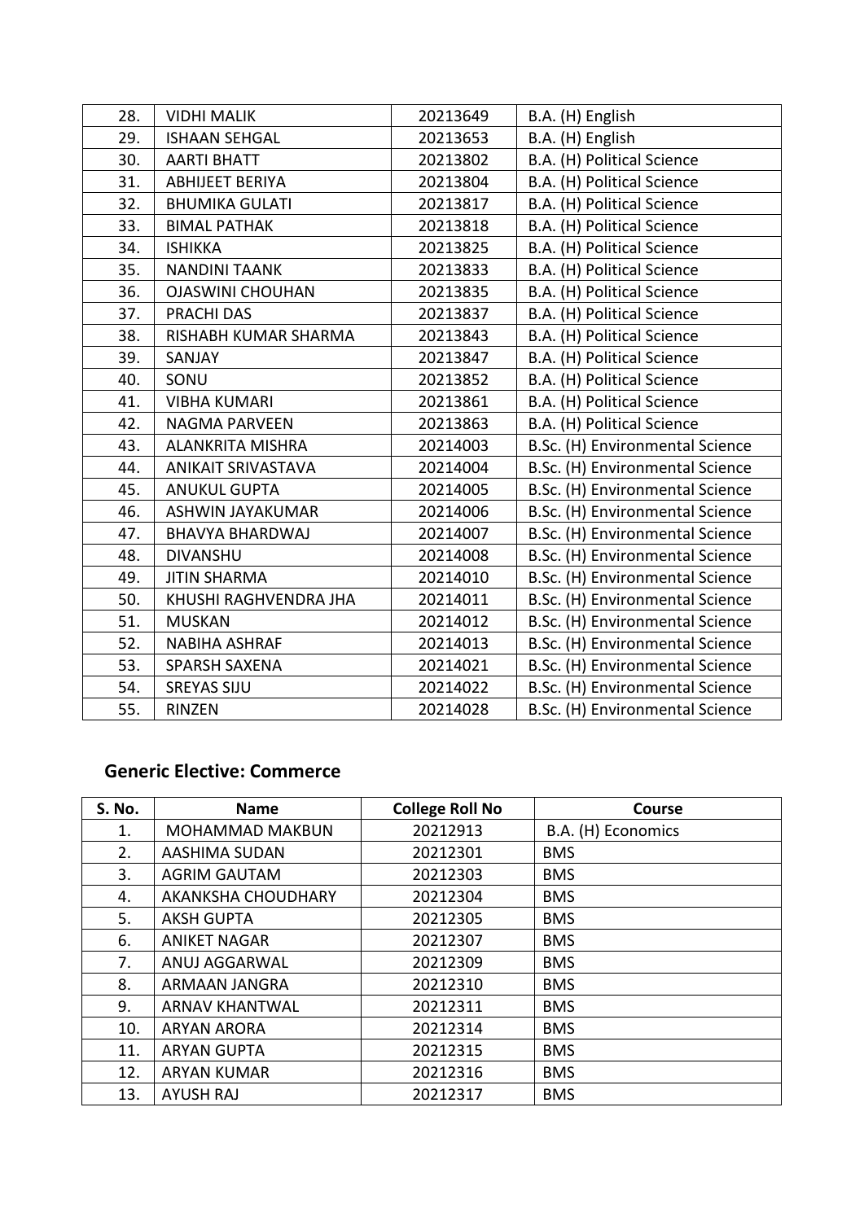| | | | |
|---|---|---|---|
| 28. | VIDHI MALIK | 20213649 | B.A. (H) English |
| 29. | ISHAAN SEHGAL | 20213653 | B.A. (H) English |
| 30. | AARTI BHATT | 20213802 | B.A. (H) Political Science |
| 31. | ABHIJEET BERIYA | 20213804 | B.A. (H) Political Science |
| 32. | BHUMIKA GULATI | 20213817 | B.A. (H) Political Science |
| 33. | BIMAL PATHAK | 20213818 | B.A. (H) Political Science |
| 34. | ISHIKKA | 20213825 | B.A. (H) Political Science |
| 35. | NANDINI TAANK | 20213833 | B.A. (H) Political Science |
| 36. | OJASWINI CHOUHAN | 20213835 | B.A. (H) Political Science |
| 37. | PRACHI DAS | 20213837 | B.A. (H) Political Science |
| 38. | RISHABH KUMAR SHARMA | 20213843 | B.A. (H) Political Science |
| 39. | SANJAY | 20213847 | B.A. (H) Political Science |
| 40. | SONU | 20213852 | B.A. (H) Political Science |
| 41. | VIBHA KUMARI | 20213861 | B.A. (H) Political Science |
| 42. | NAGMA PARVEEN | 20213863 | B.A. (H) Political Science |
| 43. | ALANKRITA MISHRA | 20214003 | B.Sc. (H) Environmental Science |
| 44. | ANIKAIT SRIVASTAVA | 20214004 | B.Sc. (H) Environmental Science |
| 45. | ANUKUL GUPTA | 20214005 | B.Sc. (H) Environmental Science |
| 46. | ASHWIN JAYAKUMAR | 20214006 | B.Sc. (H) Environmental Science |
| 47. | BHAVYA BHARDWAJ | 20214007 | B.Sc. (H) Environmental Science |
| 48. | DIVANSHU | 20214008 | B.Sc. (H) Environmental Science |
| 49. | JITIN SHARMA | 20214010 | B.Sc. (H) Environmental Science |
| 50. | KHUSHI RAGHVENDRA JHA | 20214011 | B.Sc. (H) Environmental Science |
| 51. | MUSKAN | 20214012 | B.Sc. (H) Environmental Science |
| 52. | NABIHA ASHRAF | 20214013 | B.Sc. (H) Environmental Science |
| 53. | SPARSH SAXENA | 20214021 | B.Sc. (H) Environmental Science |
| 54. | SREYAS SIJU | 20214022 | B.Sc. (H) Environmental Science |
| 55. | RINZEN | 20214028 | B.Sc. (H) Environmental Science |

## Generic Elective: Commerce

| S. No. | Name | College Roll No | Course |
|---|---|---|---|
| 1. | MOHAMMAD MAKBUN | 20212913 | B.A. (H) Economics |
| 2. | AASHIMA SUDAN | 20212301 | BMS |
| 3. | AGRIM GAUTAM | 20212303 | BMS |
| 4. | AKANKSHA CHOUDHARY | 20212304 | BMS |
| 5. | AKSH GUPTA | 20212305 | BMS |
| 6. | ANIKET NAGAR | 20212307 | BMS |
| 7. | ANUJ AGGARWAL | 20212309 | BMS |
| 8. | ARMAAN JANGRA | 20212310 | BMS |
| 9. | ARNAV KHANTWAL | 20212311 | BMS |
| 10. | ARYAN ARORA | 20212314 | BMS |
| 11. | ARYAN GUPTA | 20212315 | BMS |
| 12. | ARYAN KUMAR | 20212316 | BMS |
| 13. | AYUSH RAJ | 20212317 | BMS |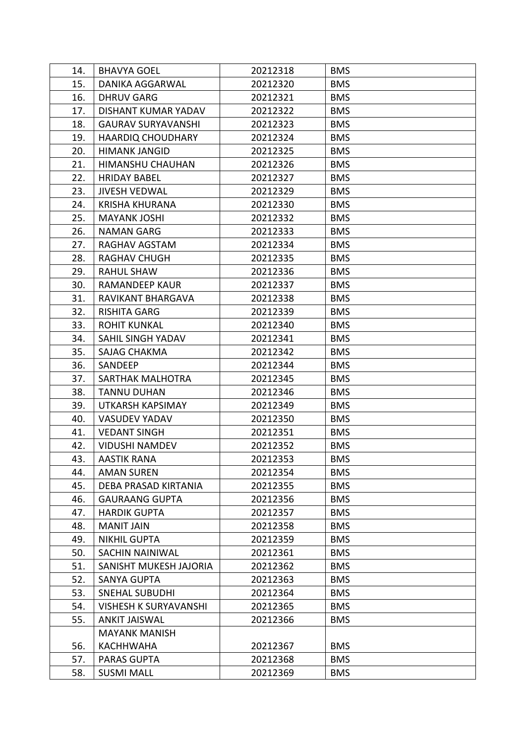| 14. | BHAVYA GOEL | 20212318 | BMS |
|---|---|---|---|
| 15. | DANIKA AGGARWAL | 20212320 | BMS |
| 16. | DHRUV GARG | 20212321 | BMS |
| 17. | DISHANT KUMAR YADAV | 20212322 | BMS |
| 18. | GAURAV SURYAVANSHI | 20212323 | BMS |
| 19. | HAARDIQ CHOUDHARY | 20212324 | BMS |
| 20. | HIMANK JANGID | 20212325 | BMS |
| 21. | HIMANSHU CHAUHAN | 20212326 | BMS |
| 22. | HRIDAY BABEL | 20212327 | BMS |
| 23. | JIVESH VEDWAL | 20212329 | BMS |
| 24. | KRISHA KHURANA | 20212330 | BMS |
| 25. | MAYANK JOSHI | 20212332 | BMS |
| 26. | NAMAN GARG | 20212333 | BMS |
| 27. | RAGHAV AGSTAM | 20212334 | BMS |
| 28. | RAGHAV CHUGH | 20212335 | BMS |
| 29. | RAHUL SHAW | 20212336 | BMS |
| 30. | RAMANDEEP KAUR | 20212337 | BMS |
| 31. | RAVIKANT BHARGAVA | 20212338 | BMS |
| 32. | RISHITA GARG | 20212339 | BMS |
| 33. | ROHIT KUNKAL | 20212340 | BMS |
| 34. | SAHIL SINGH YADAV | 20212341 | BMS |
| 35. | SAJAG CHAKMA | 20212342 | BMS |
| 36. | SANDEEP | 20212344 | BMS |
| 37. | SARTHAK MALHOTRA | 20212345 | BMS |
| 38. | TANNU DUHAN | 20212346 | BMS |
| 39. | UTKARSH KAPSIMAY | 20212349 | BMS |
| 40. | VASUDEV YADAV | 20212350 | BMS |
| 41. | VEDANT SINGH | 20212351 | BMS |
| 42. | VIDUSHI NAMDEV | 20212352 | BMS |
| 43. | AASTIK RANA | 20212353 | BMS |
| 44. | AMAN SUREN | 20212354 | BMS |
| 45. | DEBA PRASAD KIRTANIA | 20212355 | BMS |
| 46. | GAURAANG GUPTA | 20212356 | BMS |
| 47. | HARDIK GUPTA | 20212357 | BMS |
| 48. | MANIT JAIN | 20212358 | BMS |
| 49. | NIKHIL GUPTA | 20212359 | BMS |
| 50. | SACHIN NAINIWAL | 20212361 | BMS |
| 51. | SANISHT MUKESH JAJORIA | 20212362 | BMS |
| 52. | SANYA GUPTA | 20212363 | BMS |
| 53. | SNEHAL SUBUDHI | 20212364 | BMS |
| 54. | VISHESH K SURYAVANSHI | 20212365 | BMS |
| 55. | ANKIT JAISWAL | 20212366 | BMS |
| 56. | MAYANK MANISH KACHHWAHA | 20212367 | BMS |
| 57. | PARAS GUPTA | 20212368 | BMS |
| 58. | SUSMI MALL | 20212369 | BMS |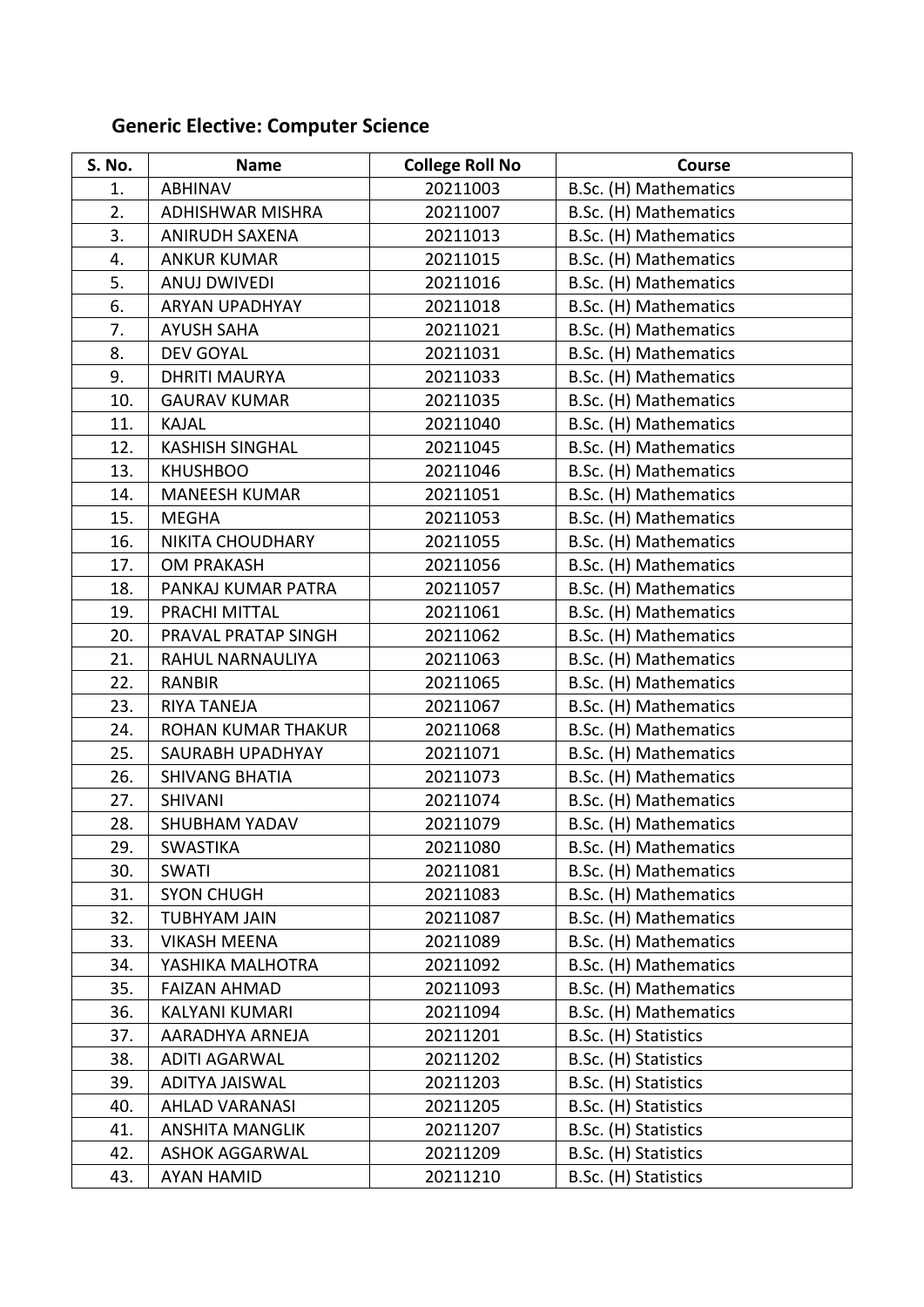## Generic Elective: Computer Science

| S. No. | Name | College Roll No | Course |
|---|---|---|---|
| 1. | ABHINAV | 20211003 | B.Sc. (H) Mathematics |
| 2. | ADHISHWAR MISHRA | 20211007 | B.Sc. (H) Mathematics |
| 3. | ANIRUDH SAXENA | 20211013 | B.Sc. (H) Mathematics |
| 4. | ANKUR KUMAR | 20211015 | B.Sc. (H) Mathematics |
| 5. | ANUJ DWIVEDI | 20211016 | B.Sc. (H) Mathematics |
| 6. | ARYAN UPADHYAY | 20211018 | B.Sc. (H) Mathematics |
| 7. | AYUSH SAHA | 20211021 | B.Sc. (H) Mathematics |
| 8. | DEV GOYAL | 20211031 | B.Sc. (H) Mathematics |
| 9. | DHRITI MAURYA | 20211033 | B.Sc. (H) Mathematics |
| 10. | GAURAV KUMAR | 20211035 | B.Sc. (H) Mathematics |
| 11. | KAJAL | 20211040 | B.Sc. (H) Mathematics |
| 12. | KASHISH SINGHAL | 20211045 | B.Sc. (H) Mathematics |
| 13. | KHUSHBOO | 20211046 | B.Sc. (H) Mathematics |
| 14. | MANEESH KUMAR | 20211051 | B.Sc. (H) Mathematics |
| 15. | MEGHA | 20211053 | B.Sc. (H) Mathematics |
| 16. | NIKITA CHOUDHARY | 20211055 | B.Sc. (H) Mathematics |
| 17. | OM PRAKASH | 20211056 | B.Sc. (H) Mathematics |
| 18. | PANKAJ KUMAR PATRA | 20211057 | B.Sc. (H) Mathematics |
| 19. | PRACHI MITTAL | 20211061 | B.Sc. (H) Mathematics |
| 20. | PRAVAL PRATAP SINGH | 20211062 | B.Sc. (H) Mathematics |
| 21. | RAHUL NARNAULIYA | 20211063 | B.Sc. (H) Mathematics |
| 22. | RANBIR | 20211065 | B.Sc. (H) Mathematics |
| 23. | RIYA TANEJA | 20211067 | B.Sc. (H) Mathematics |
| 24. | ROHAN KUMAR THAKUR | 20211068 | B.Sc. (H) Mathematics |
| 25. | SAURABH UPADHYAY | 20211071 | B.Sc. (H) Mathematics |
| 26. | SHIVANG BHATIA | 20211073 | B.Sc. (H) Mathematics |
| 27. | SHIVANI | 20211074 | B.Sc. (H) Mathematics |
| 28. | SHUBHAM YADAV | 20211079 | B.Sc. (H) Mathematics |
| 29. | SWASTIKA | 20211080 | B.Sc. (H) Mathematics |
| 30. | SWATI | 20211081 | B.Sc. (H) Mathematics |
| 31. | SYON CHUGH | 20211083 | B.Sc. (H) Mathematics |
| 32. | TUBHYAM JAIN | 20211087 | B.Sc. (H) Mathematics |
| 33. | VIKASH MEENA | 20211089 | B.Sc. (H) Mathematics |
| 34. | YASHIKA MALHOTRA | 20211092 | B.Sc. (H) Mathematics |
| 35. | FAIZAN AHMAD | 20211093 | B.Sc. (H) Mathematics |
| 36. | KALYANI KUMARI | 20211094 | B.Sc. (H) Mathematics |
| 37. | AARADHYA ARNEJA | 20211201 | B.Sc. (H) Statistics |
| 38. | ADITI AGARWAL | 20211202 | B.Sc. (H) Statistics |
| 39. | ADITYA JAISWAL | 20211203 | B.Sc. (H) Statistics |
| 40. | AHLAD VARANASI | 20211205 | B.Sc. (H) Statistics |
| 41. | ANSHITA MANGLIK | 20211207 | B.Sc. (H) Statistics |
| 42. | ASHOK AGGARWAL | 20211209 | B.Sc. (H) Statistics |
| 43. | AYAN HAMID | 20211210 | B.Sc. (H) Statistics |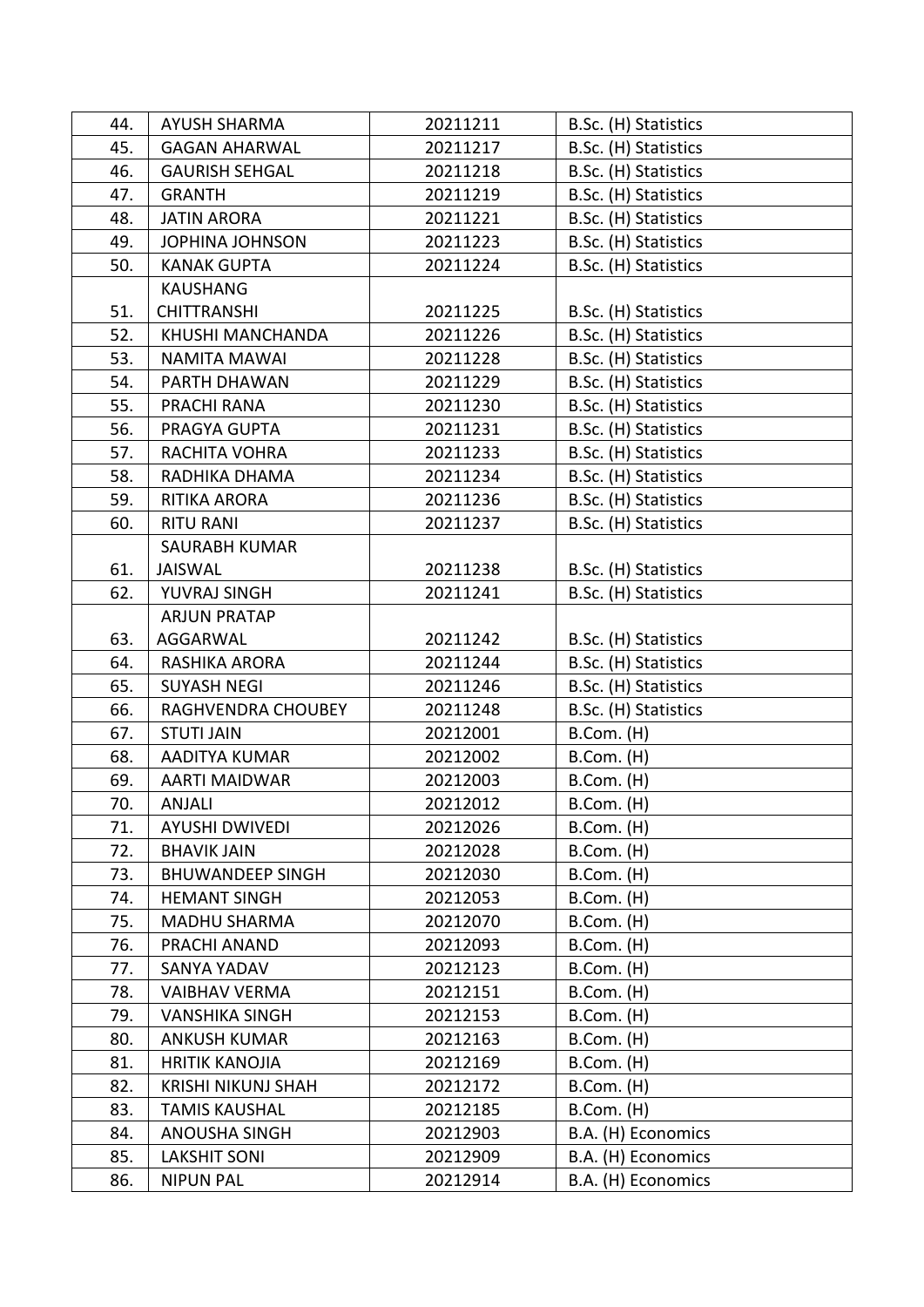| 44. | AYUSH SHARMA | 20211211 | B.Sc. (H) Statistics |
|---|---|---|---|
| 45. | GAGAN AHARWAL | 20211217 | B.Sc. (H) Statistics |
| 46. | GAURISH SEHGAL | 20211218 | B.Sc. (H) Statistics |
| 47. | GRANTH | 20211219 | B.Sc. (H) Statistics |
| 48. | JATIN ARORA | 20211221 | B.Sc. (H) Statistics |
| 49. | JOPHINA JOHNSON | 20211223 | B.Sc. (H) Statistics |
| 50. | KANAK GUPTA | 20211224 | B.Sc. (H) Statistics |
| 51. | KAUSHANG CHITTRANSHI | 20211225 | B.Sc. (H) Statistics |
| 52. | KHUSHI MANCHANDA | 20211226 | B.Sc. (H) Statistics |
| 53. | NAMITA MAWAI | 20211228 | B.Sc. (H) Statistics |
| 54. | PARTH DHAWAN | 20211229 | B.Sc. (H) Statistics |
| 55. | PRACHI RANA | 20211230 | B.Sc. (H) Statistics |
| 56. | PRAGYA GUPTA | 20211231 | B.Sc. (H) Statistics |
| 57. | RACHITA VOHRA | 20211233 | B.Sc. (H) Statistics |
| 58. | RADHIKA DHAMA | 20211234 | B.Sc. (H) Statistics |
| 59. | RITIKA ARORA | 20211236 | B.Sc. (H) Statistics |
| 60. | RITU RANI | 20211237 | B.Sc. (H) Statistics |
| 61. | SAURABH KUMAR JAISWAL | 20211238 | B.Sc. (H) Statistics |
| 62. | YUVRAJ SINGH | 20211241 | B.Sc. (H) Statistics |
| 63. | ARJUN PRATAP AGGARWAL | 20211242 | B.Sc. (H) Statistics |
| 64. | RASHIKA ARORA | 20211244 | B.Sc. (H) Statistics |
| 65. | SUYASH NEGI | 20211246 | B.Sc. (H) Statistics |
| 66. | RAGHVENDRA CHOUBEY | 20211248 | B.Sc. (H) Statistics |
| 67. | STUTI JAIN | 20212001 | B.Com. (H) |
| 68. | AADITYA KUMAR | 20212002 | B.Com. (H) |
| 69. | AARTI MAIDWAR | 20212003 | B.Com. (H) |
| 70. | ANJALI | 20212012 | B.Com. (H) |
| 71. | AYUSHI DWIVEDI | 20212026 | B.Com. (H) |
| 72. | BHAVIK JAIN | 20212028 | B.Com. (H) |
| 73. | BHUWANDEEP SINGH | 20212030 | B.Com. (H) |
| 74. | HEMANT SINGH | 20212053 | B.Com. (H) |
| 75. | MADHU SHARMA | 20212070 | B.Com. (H) |
| 76. | PRACHI ANAND | 20212093 | B.Com. (H) |
| 77. | SANYA YADAV | 20212123 | B.Com. (H) |
| 78. | VAIBHAV VERMA | 20212151 | B.Com. (H) |
| 79. | VANSHIKA SINGH | 20212153 | B.Com. (H) |
| 80. | ANKUSH KUMAR | 20212163 | B.Com. (H) |
| 81. | HRITIK KANOJIA | 20212169 | B.Com. (H) |
| 82. | KRISHI NIKUNJ SHAH | 20212172 | B.Com. (H) |
| 83. | TAMIS KAUSHAL | 20212185 | B.Com. (H) |
| 84. | ANOUSHA SINGH | 20212903 | B.A. (H) Economics |
| 85. | LAKSHIT SONI | 20212909 | B.A. (H) Economics |
| 86. | NIPUN PAL | 20212914 | B.A. (H) Economics |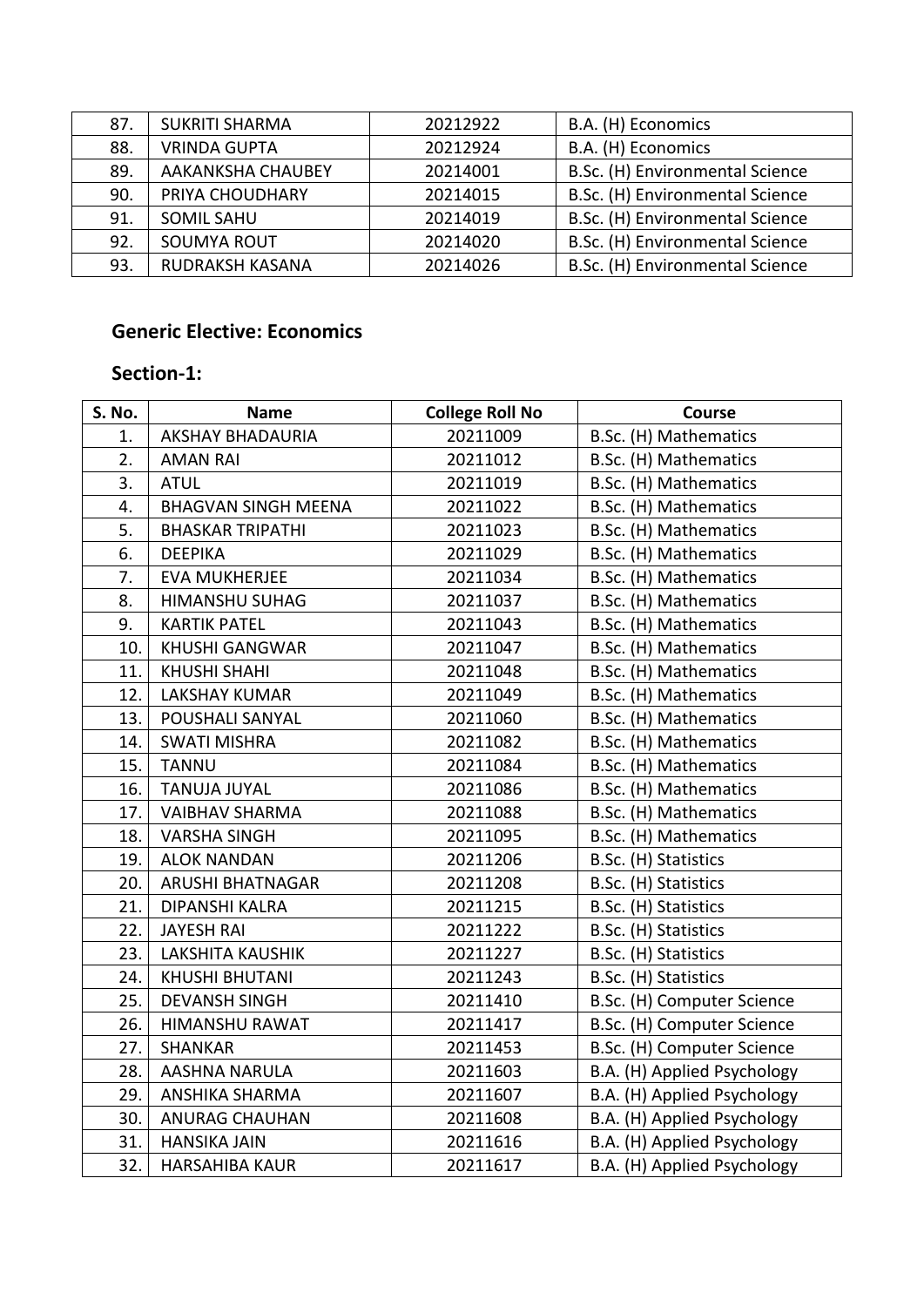| | | | |
|---|---|---|---|
| 87. | SUKRITI SHARMA | 20212922 | B.A. (H) Economics |
| 88. | VRINDA GUPTA | 20212924 | B.A. (H) Economics |
| 89. | AAKANKSHA CHAUBEY | 20214001 | B.Sc. (H) Environmental Science |
| 90. | PRIYA CHOUDHARY | 20214015 | B.Sc. (H) Environmental Science |
| 91. | SOMIL SAHU | 20214019 | B.Sc. (H) Environmental Science |
| 92. | SOUMYA ROUT | 20214020 | B.Sc. (H) Environmental Science |
| 93. | RUDRAKSH KASANA | 20214026 | B.Sc. (H) Environmental Science |

## Generic Elective: Economics

### Section-1:

| S. No. | Name | College Roll No | Course |
|---|---|---|---|
| 1. | AKSHAY BHADAURIA | 20211009 | B.Sc. (H) Mathematics |
| 2. | AMAN RAI | 20211012 | B.Sc. (H) Mathematics |
| 3. | ATUL | 20211019 | B.Sc. (H) Mathematics |
| 4. | BHAGVAN SINGH MEENA | 20211022 | B.Sc. (H) Mathematics |
| 5. | BHASKAR TRIPATHI | 20211023 | B.Sc. (H) Mathematics |
| 6. | DEEPIKA | 20211029 | B.Sc. (H) Mathematics |
| 7. | EVA MUKHERJEE | 20211034 | B.Sc. (H) Mathematics |
| 8. | HIMANSHU SUHAG | 20211037 | B.Sc. (H) Mathematics |
| 9. | KARTIK PATEL | 20211043 | B.Sc. (H) Mathematics |
| 10. | KHUSHI GANGWAR | 20211047 | B.Sc. (H) Mathematics |
| 11. | KHUSHI SHAHI | 20211048 | B.Sc. (H) Mathematics |
| 12. | LAKSHAY KUMAR | 20211049 | B.Sc. (H) Mathematics |
| 13. | POUSHALI SANYAL | 20211060 | B.Sc. (H) Mathematics |
| 14. | SWATI MISHRA | 20211082 | B.Sc. (H) Mathematics |
| 15. | TANNU | 20211084 | B.Sc. (H) Mathematics |
| 16. | TANUJA JUYAL | 20211086 | B.Sc. (H) Mathematics |
| 17. | VAIBHAV SHARMA | 20211088 | B.Sc. (H) Mathematics |
| 18. | VARSHA SINGH | 20211095 | B.Sc. (H) Mathematics |
| 19. | ALOK NANDAN | 20211206 | B.Sc. (H) Statistics |
| 20. | ARUSHI BHATNAGAR | 20211208 | B.Sc. (H) Statistics |
| 21. | DIPANSHI KALRA | 20211215 | B.Sc. (H) Statistics |
| 22. | JAYESH RAI | 20211222 | B.Sc. (H) Statistics |
| 23. | LAKSHITA KAUSHIK | 20211227 | B.Sc. (H) Statistics |
| 24. | KHUSHI BHUTANI | 20211243 | B.Sc. (H) Statistics |
| 25. | DEVANSH SINGH | 20211410 | B.Sc. (H) Computer Science |
| 26. | HIMANSHU RAWAT | 20211417 | B.Sc. (H) Computer Science |
| 27. | SHANKAR | 20211453 | B.Sc. (H) Computer Science |
| 28. | AASHNA NARULA | 20211603 | B.A. (H) Applied Psychology |
| 29. | ANSHIKA SHARMA | 20211607 | B.A. (H) Applied Psychology |
| 30. | ANURAG CHAUHAN | 20211608 | B.A. (H) Applied Psychology |
| 31. | HANSIKA JAIN | 20211616 | B.A. (H) Applied Psychology |
| 32. | HARSAHIBA KAUR | 20211617 | B.A. (H) Applied Psychology |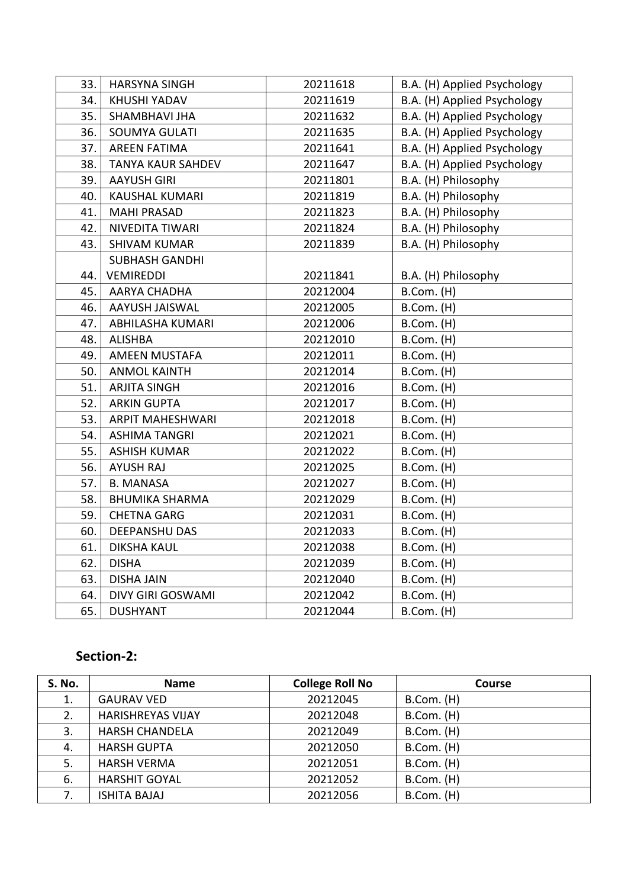| | | | |
|---|---|---|---|
| 33. | HARSYNA SINGH | 20211618 | B.A. (H) Applied Psychology |
| 34. | KHUSHI YADAV | 20211619 | B.A. (H) Applied Psychology |
| 35. | SHAMBHAVI JHA | 20211632 | B.A. (H) Applied Psychology |
| 36. | SOUMYA GULATI | 20211635 | B.A. (H) Applied Psychology |
| 37. | AREEN FATIMA | 20211641 | B.A. (H) Applied Psychology |
| 38. | TANYA KAUR SAHDEV | 20211647 | B.A. (H) Applied Psychology |
| 39. | AAYUSH GIRI | 20211801 | B.A. (H) Philosophy |
| 40. | KAUSHAL KUMARI | 20211819 | B.A. (H) Philosophy |
| 41. | MAHI PRASAD | 20211823 | B.A. (H) Philosophy |
| 42. | NIVEDITA TIWARI | 20211824 | B.A. (H) Philosophy |
| 43. | SHIVAM KUMAR | 20211839 | B.A. (H) Philosophy |
| 44. | SUBHASH GANDHI VEMIREDDI | 20211841 | B.A. (H) Philosophy |
| 45. | AARYA CHADHA | 20212004 | B.Com. (H) |
| 46. | AAYUSH JAISWAL | 20212005 | B.Com. (H) |
| 47. | ABHILASHA KUMARI | 20212006 | B.Com. (H) |
| 48. | ALISHBA | 20212010 | B.Com. (H) |
| 49. | AMEEN MUSTAFA | 20212011 | B.Com. (H) |
| 50. | ANMOL KAINTH | 20212014 | B.Com. (H) |
| 51. | ARJITA SINGH | 20212016 | B.Com. (H) |
| 52. | ARKIN GUPTA | 20212017 | B.Com. (H) |
| 53. | ARPIT MAHESHWARI | 20212018 | B.Com. (H) |
| 54. | ASHIMA TANGRI | 20212021 | B.Com. (H) |
| 55. | ASHISH KUMAR | 20212022 | B.Com. (H) |
| 56. | AYUSH RAJ | 20212025 | B.Com. (H) |
| 57. | B. MANASA | 20212027 | B.Com. (H) |
| 58. | BHUMIKA SHARMA | 20212029 | B.Com. (H) |
| 59. | CHETNA GARG | 20212031 | B.Com. (H) |
| 60. | DEEPANSHU DAS | 20212033 | B.Com. (H) |
| 61. | DIKSHA KAUL | 20212038 | B.Com. (H) |
| 62. | DISHA | 20212039 | B.Com. (H) |
| 63. | DISHA JAIN | 20212040 | B.Com. (H) |
| 64. | DIVY GIRI GOSWAMI | 20212042 | B.Com. (H) |
| 65. | DUSHYANT | 20212044 | B.Com. (H) |

## Section-2:

| S. No. | Name | College Roll No | Course |
|---|---|---|---|
| 1. | GAURAV VED | 20212045 | B.Com. (H) |
| 2. | HARISHREYAS VIJAY | 20212048 | B.Com. (H) |
| 3. | HARSH CHANDELA | 20212049 | B.Com. (H) |
| 4. | HARSH GUPTA | 20212050 | B.Com. (H) |
| 5. | HARSH VERMA | 20212051 | B.Com. (H) |
| 6. | HARSHIT GOYAL | 20212052 | B.Com. (H) |
| 7. | ISHITA BAJAJ | 20212056 | B.Com. (H) |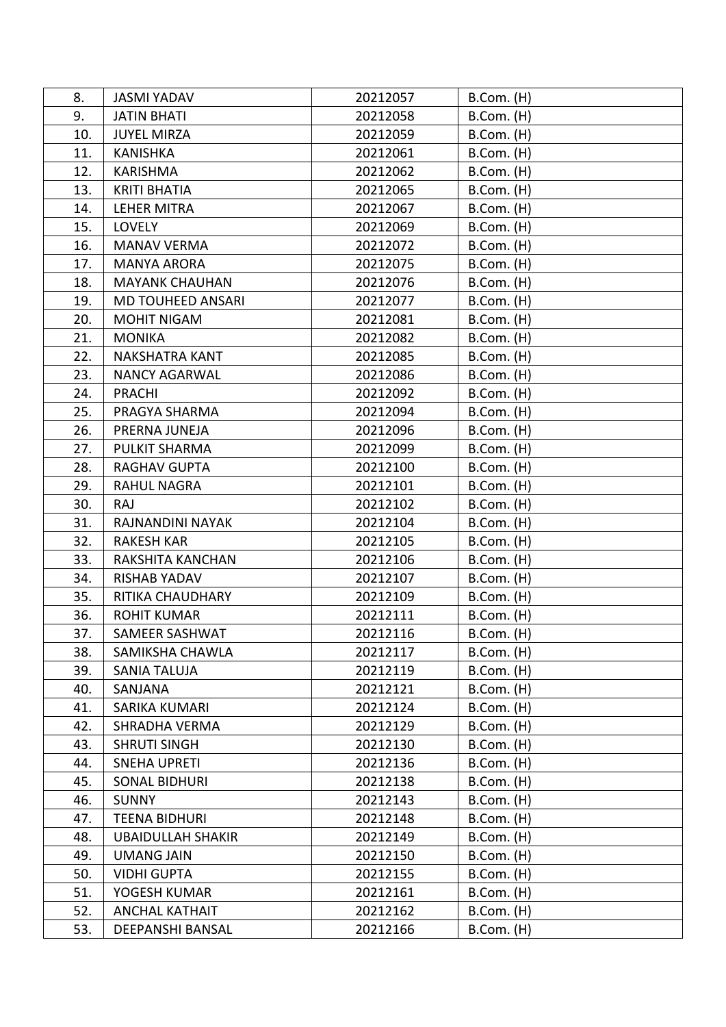| 8. | JASMI YADAV | 20212057 | B.Com. (H) |
|---|---|---|---|
| 9. | JATIN BHATI | 20212058 | B.Com. (H) |
| 10. | JUYEL MIRZA | 20212059 | B.Com. (H) |
| 11. | KANISHKA | 20212061 | B.Com. (H) |
| 12. | KARISHMA | 20212062 | B.Com. (H) |
| 13. | KRITI BHATIA | 20212065 | B.Com. (H) |
| 14. | LEHER MITRA | 20212067 | B.Com. (H) |
| 15. | LOVELY | 20212069 | B.Com. (H) |
| 16. | MANAV VERMA | 20212072 | B.Com. (H) |
| 17. | MANYA ARORA | 20212075 | B.Com. (H) |
| 18. | MAYANK CHAUHAN | 20212076 | B.Com. (H) |
| 19. | MD TOUHEED ANSARI | 20212077 | B.Com. (H) |
| 20. | MOHIT NIGAM | 20212081 | B.Com. (H) |
| 21. | MONIKA | 20212082 | B.Com. (H) |
| 22. | NAKSHATRA KANT | 20212085 | B.Com. (H) |
| 23. | NANCY AGARWAL | 20212086 | B.Com. (H) |
| 24. | PRACHI | 20212092 | B.Com. (H) |
| 25. | PRAGYA SHARMA | 20212094 | B.Com. (H) |
| 26. | PRERNA JUNEJA | 20212096 | B.Com. (H) |
| 27. | PULKIT SHARMA | 20212099 | B.Com. (H) |
| 28. | RAGHAV GUPTA | 20212100 | B.Com. (H) |
| 29. | RAHUL NAGRA | 20212101 | B.Com. (H) |
| 30. | RAJ | 20212102 | B.Com. (H) |
| 31. | RAJNANDINI NAYAK | 20212104 | B.Com. (H) |
| 32. | RAKESH KAR | 20212105 | B.Com. (H) |
| 33. | RAKSHITA KANCHAN | 20212106 | B.Com. (H) |
| 34. | RISHAB YADAV | 20212107 | B.Com. (H) |
| 35. | RITIKA CHAUDHARY | 20212109 | B.Com. (H) |
| 36. | ROHIT KUMAR | 20212111 | B.Com. (H) |
| 37. | SAMEER SASHWAT | 20212116 | B.Com. (H) |
| 38. | SAMIKSHA CHAWLA | 20212117 | B.Com. (H) |
| 39. | SANIA TALUJA | 20212119 | B.Com. (H) |
| 40. | SANJANA | 20212121 | B.Com. (H) |
| 41. | SARIKA KUMARI | 20212124 | B.Com. (H) |
| 42. | SHRADHA VERMA | 20212129 | B.Com. (H) |
| 43. | SHRUTI SINGH | 20212130 | B.Com. (H) |
| 44. | SNEHA UPRETI | 20212136 | B.Com. (H) |
| 45. | SONAL BIDHURI | 20212138 | B.Com. (H) |
| 46. | SUNNY | 20212143 | B.Com. (H) |
| 47. | TEENA BIDHURI | 20212148 | B.Com. (H) |
| 48. | UBAIDULLAH SHAKIR | 20212149 | B.Com. (H) |
| 49. | UMANG JAIN | 20212150 | B.Com. (H) |
| 50. | VIDHI GUPTA | 20212155 | B.Com. (H) |
| 51. | YOGESH KUMAR | 20212161 | B.Com. (H) |
| 52. | ANCHAL KATHAIT | 20212162 | B.Com. (H) |
| 53. | DEEPANSHI BANSAL | 20212166 | B.Com. (H) |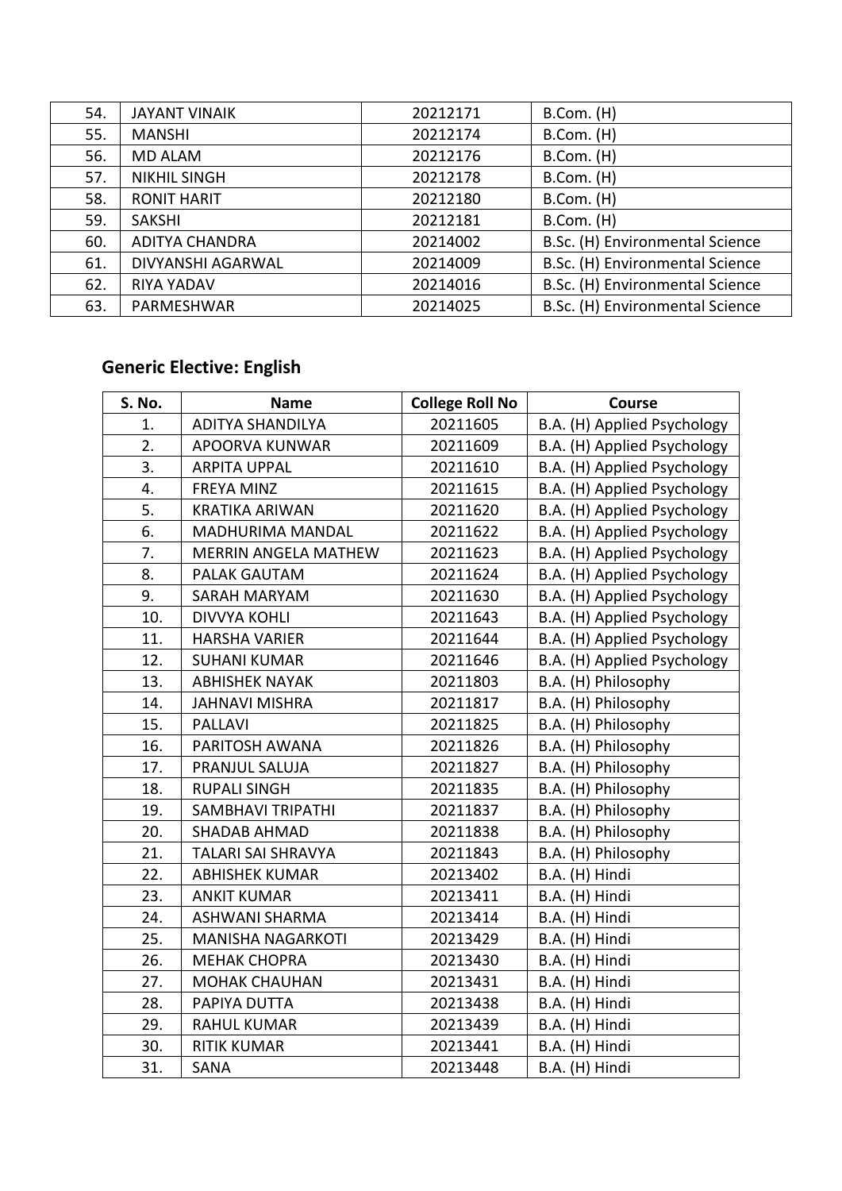| | | | |
|---|---|---|---|
| 54. | JAYANT VINAIK | 20212171 | B.Com. (H) |
| 55. | MANSHI | 20212174 | B.Com. (H) |
| 56. | MD ALAM | 20212176 | B.Com. (H) |
| 57. | NIKHIL SINGH | 20212178 | B.Com. (H) |
| 58. | RONIT HARIT | 20212180 | B.Com. (H) |
| 59. | SAKSHI | 20212181 | B.Com. (H) |
| 60. | ADITYA CHANDRA | 20214002 | B.Sc. (H) Environmental Science |
| 61. | DIVYANSHI AGARWAL | 20214009 | B.Sc. (H) Environmental Science |
| 62. | RIYA YADAV | 20214016 | B.Sc. (H) Environmental Science |
| 63. | PARMESHWAR | 20214025 | B.Sc. (H) Environmental Science |

## Generic Elective: English

| S. No. | Name | College Roll No | Course |
|---|---|---|---|
| 1. | ADITYA SHANDILYA | 20211605 | B.A. (H) Applied Psychology |
| 2. | APOORVA KUNWAR | 20211609 | B.A. (H) Applied Psychology |
| 3. | ARPITA UPPAL | 20211610 | B.A. (H) Applied Psychology |
| 4. | FREYA MINZ | 20211615 | B.A. (H) Applied Psychology |
| 5. | KRATIKA ARIWAN | 20211620 | B.A. (H) Applied Psychology |
| 6. | MADHURIMA MANDAL | 20211622 | B.A. (H) Applied Psychology |
| 7. | MERRIN ANGELA MATHEW | 20211623 | B.A. (H) Applied Psychology |
| 8. | PALAK GAUTAM | 20211624 | B.A. (H) Applied Psychology |
| 9. | SARAH MARYAM | 20211630 | B.A. (H) Applied Psychology |
| 10. | DIVVYA KOHLI | 20211643 | B.A. (H) Applied Psychology |
| 11. | HARSHA VARIER | 20211644 | B.A. (H) Applied Psychology |
| 12. | SUHANI KUMAR | 20211646 | B.A. (H) Applied Psychology |
| 13. | ABHISHEK NAYAK | 20211803 | B.A. (H) Philosophy |
| 14. | JAHNAVI MISHRA | 20211817 | B.A. (H) Philosophy |
| 15. | PALLAVI | 20211825 | B.A. (H) Philosophy |
| 16. | PARITOSH AWANA | 20211826 | B.A. (H) Philosophy |
| 17. | PRANJUL SALUJA | 20211827 | B.A. (H) Philosophy |
| 18. | RUPALI SINGH | 20211835 | B.A. (H) Philosophy |
| 19. | SAMBHAVI TRIPATHI | 20211837 | B.A. (H) Philosophy |
| 20. | SHADAB AHMAD | 20211838 | B.A. (H) Philosophy |
| 21. | TALARI SAI SHRAVYA | 20211843 | B.A. (H) Philosophy |
| 22. | ABHISHEK KUMAR | 20213402 | B.A. (H) Hindi |
| 23. | ANKIT KUMAR | 20213411 | B.A. (H) Hindi |
| 24. | ASHWANI SHARMA | 20213414 | B.A. (H) Hindi |
| 25. | MANISHA NAGARKOTI | 20213429 | B.A. (H) Hindi |
| 26. | MEHAK CHOPRA | 20213430 | B.A. (H) Hindi |
| 27. | MOHAK CHAUHAN | 20213431 | B.A. (H) Hindi |
| 28. | PAPIYA DUTTA | 20213438 | B.A. (H) Hindi |
| 29. | RAHUL KUMAR | 20213439 | B.A. (H) Hindi |
| 30. | RITIK KUMAR | 20213441 | B.A. (H) Hindi |
| 31. | SANA | 20213448 | B.A. (H) Hindi |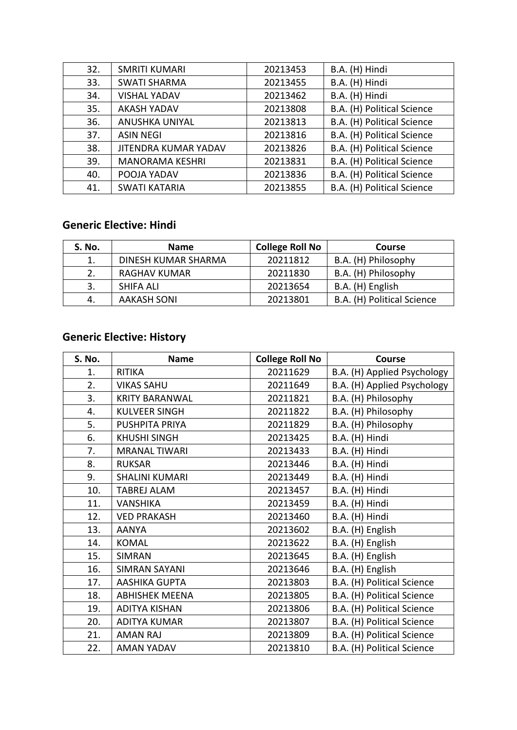| | | | |
|---|---|---|---|
| 32. | SMRITI KUMARI | 20213453 | B.A. (H) Hindi |
| 33. | SWATI SHARMA | 20213455 | B.A. (H) Hindi |
| 34. | VISHAL YADAV | 20213462 | B.A. (H) Hindi |
| 35. | AKASH YADAV | 20213808 | B.A. (H) Political Science |
| 36. | ANUSHKA UNIYAL | 20213813 | B.A. (H) Political Science |
| 37. | ASIN NEGI | 20213816 | B.A. (H) Political Science |
| 38. | JITENDRA KUMAR YADAV | 20213826 | B.A. (H) Political Science |
| 39. | MANORAMA KESHRI | 20213831 | B.A. (H) Political Science |
| 40. | POOJA YADAV | 20213836 | B.A. (H) Political Science |
| 41. | SWATI KATARIA | 20213855 | B.A. (H) Political Science |

## Generic Elective: Hindi

| S. No. | Name | College Roll No | Course |
|---|---|---|---|
| 1. | DINESH KUMAR SHARMA | 20211812 | B.A. (H) Philosophy |
| 2. | RAGHAV KUMAR | 20211830 | B.A. (H) Philosophy |
| 3. | SHIFA ALI | 20213654 | B.A. (H) English |
| 4. | AAKASH SONI | 20213801 | B.A. (H) Political Science |

## Generic Elective: History

| S. No. | Name | College Roll No | Course |
|---|---|---|---|
| 1. | RITIKA | 20211629 | B.A. (H) Applied Psychology |
| 2. | VIKAS SAHU | 20211649 | B.A. (H) Applied Psychology |
| 3. | KRITY BARANWAL | 20211821 | B.A. (H) Philosophy |
| 4. | KULVEER SINGH | 20211822 | B.A. (H) Philosophy |
| 5. | PUSHPITA PRIYA | 20211829 | B.A. (H) Philosophy |
| 6. | KHUSHI SINGH | 20213425 | B.A. (H) Hindi |
| 7. | MRANAL TIWARI | 20213433 | B.A. (H) Hindi |
| 8. | RUKSAR | 20213446 | B.A. (H) Hindi |
| 9. | SHALINI KUMARI | 20213449 | B.A. (H) Hindi |
| 10. | TABREJ ALAM | 20213457 | B.A. (H) Hindi |
| 11. | VANSHIKA | 20213459 | B.A. (H) Hindi |
| 12. | VED PRAKASH | 20213460 | B.A. (H) Hindi |
| 13. | AANYA | 20213602 | B.A. (H) English |
| 14. | KOMAL | 20213622 | B.A. (H) English |
| 15. | SIMRAN | 20213645 | B.A. (H) English |
| 16. | SIMRAN SAYANI | 20213646 | B.A. (H) English |
| 17. | AASHIKA GUPTA | 20213803 | B.A. (H) Political Science |
| 18. | ABHISHEK MEENA | 20213805 | B.A. (H) Political Science |
| 19. | ADITYA KISHAN | 20213806 | B.A. (H) Political Science |
| 20. | ADITYA KUMAR | 20213807 | B.A. (H) Political Science |
| 21. | AMAN RAJ | 20213809 | B.A. (H) Political Science |
| 22. | AMAN YADAV | 20213810 | B.A. (H) Political Science |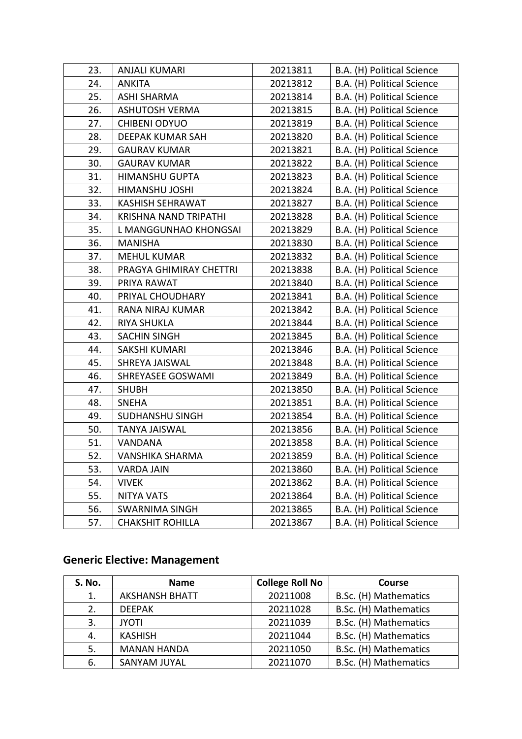| | | | |
|---|---|---|---|
| 23. | ANJALI KUMARI | 20213811 | B.A. (H) Political Science |
| 24. | ANKITA | 20213812 | B.A. (H) Political Science |
| 25. | ASHI SHARMA | 20213814 | B.A. (H) Political Science |
| 26. | ASHUTOSH VERMA | 20213815 | B.A. (H) Political Science |
| 27. | CHIBENI ODYUO | 20213819 | B.A. (H) Political Science |
| 28. | DEEPAK KUMAR SAH | 20213820 | B.A. (H) Political Science |
| 29. | GAURAV KUMAR | 20213821 | B.A. (H) Political Science |
| 30. | GAURAV KUMAR | 20213822 | B.A. (H) Political Science |
| 31. | HIMANSHU GUPTA | 20213823 | B.A. (H) Political Science |
| 32. | HIMANSHU JOSHI | 20213824 | B.A. (H) Political Science |
| 33. | KASHISH SEHRAWAT | 20213827 | B.A. (H) Political Science |
| 34. | KRISHNA NAND TRIPATHI | 20213828 | B.A. (H) Political Science |
| 35. | L MANGGUNHAO KHONGSAI | 20213829 | B.A. (H) Political Science |
| 36. | MANISHA | 20213830 | B.A. (H) Political Science |
| 37. | MEHUL KUMAR | 20213832 | B.A. (H) Political Science |
| 38. | PRAGYA GHIMIRAY CHETTRI | 20213838 | B.A. (H) Political Science |
| 39. | PRIYA RAWAT | 20213840 | B.A. (H) Political Science |
| 40. | PRIYAL CHOUDHARY | 20213841 | B.A. (H) Political Science |
| 41. | RANA NIRAJ KUMAR | 20213842 | B.A. (H) Political Science |
| 42. | RIYA SHUKLA | 20213844 | B.A. (H) Political Science |
| 43. | SACHIN SINGH | 20213845 | B.A. (H) Political Science |
| 44. | SAKSHI KUMARI | 20213846 | B.A. (H) Political Science |
| 45. | SHREYA JAISWAL | 20213848 | B.A. (H) Political Science |
| 46. | SHREYASEE GOSWAMI | 20213849 | B.A. (H) Political Science |
| 47. | SHUBH | 20213850 | B.A. (H) Political Science |
| 48. | SNEHA | 20213851 | B.A. (H) Political Science |
| 49. | SUDHANSHU SINGH | 20213854 | B.A. (H) Political Science |
| 50. | TANYA JAISWAL | 20213856 | B.A. (H) Political Science |
| 51. | VANDANA | 20213858 | B.A. (H) Political Science |
| 52. | VANSHIKA SHARMA | 20213859 | B.A. (H) Political Science |
| 53. | VARDA JAIN | 20213860 | B.A. (H) Political Science |
| 54. | VIVEK | 20213862 | B.A. (H) Political Science |
| 55. | NITYA VATS | 20213864 | B.A. (H) Political Science |
| 56. | SWARNIMA SINGH | 20213865 | B.A. (H) Political Science |
| 57. | CHAKSHIT ROHILLA | 20213867 | B.A. (H) Political Science |

## Generic Elective: Management

| S. No. | Name | College Roll No | Course |
|---|---|---|---|
| 1. | AKSHANSH BHATT | 20211008 | B.Sc. (H) Mathematics |
| 2. | DEEPAK | 20211028 | B.Sc. (H) Mathematics |
| 3. | JYOTI | 20211039 | B.Sc. (H) Mathematics |
| 4. | KASHISH | 20211044 | B.Sc. (H) Mathematics |
| 5. | MANAN HANDA | 20211050 | B.Sc. (H) Mathematics |
| 6. | SANYAM JUYAL | 20211070 | B.Sc. (H) Mathematics |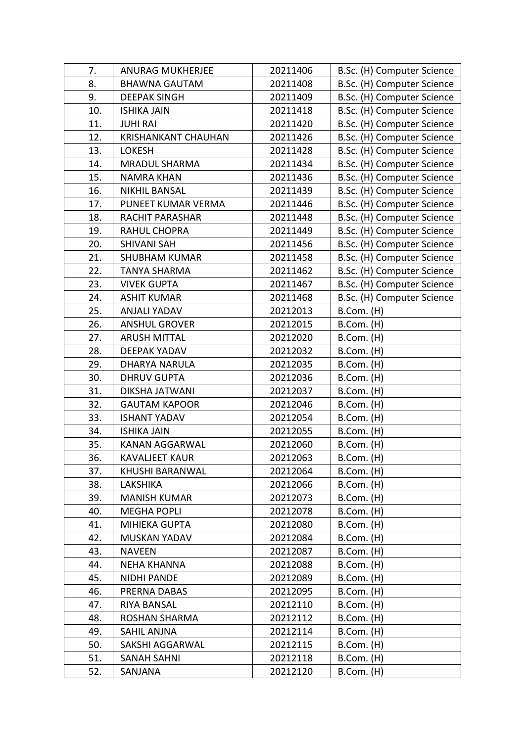| 7. | ANURAG MUKHERJEE | 20211406 | B.Sc. (H) Computer Science |
|---|---|---|---|
| 8. | BHAWNA GAUTAM | 20211408 | B.Sc. (H) Computer Science |
| 9. | DEEPAK SINGH | 20211409 | B.Sc. (H) Computer Science |
| 10. | ISHIKA JAIN | 20211418 | B.Sc. (H) Computer Science |
| 11. | JUHI RAI | 20211420 | B.Sc. (H) Computer Science |
| 12. | KRISHANKANT CHAUHAN | 20211426 | B.Sc. (H) Computer Science |
| 13. | LOKESH | 20211428 | B.Sc. (H) Computer Science |
| 14. | MRADUL SHARMA | 20211434 | B.Sc. (H) Computer Science |
| 15. | NAMRA KHAN | 20211436 | B.Sc. (H) Computer Science |
| 16. | NIKHIL BANSAL | 20211439 | B.Sc. (H) Computer Science |
| 17. | PUNEET KUMAR VERMA | 20211446 | B.Sc. (H) Computer Science |
| 18. | RACHIT PARASHAR | 20211448 | B.Sc. (H) Computer Science |
| 19. | RAHUL CHOPRA | 20211449 | B.Sc. (H) Computer Science |
| 20. | SHIVANI SAH | 20211456 | B.Sc. (H) Computer Science |
| 21. | SHUBHAM KUMAR | 20211458 | B.Sc. (H) Computer Science |
| 22. | TANYA SHARMA | 20211462 | B.Sc. (H) Computer Science |
| 23. | VIVEK GUPTA | 20211467 | B.Sc. (H) Computer Science |
| 24. | ASHIT KUMAR | 20211468 | B.Sc. (H) Computer Science |
| 25. | ANJALI YADAV | 20212013 | B.Com. (H) |
| 26. | ANSHUL GROVER | 20212015 | B.Com. (H) |
| 27. | ARUSH MITTAL | 20212020 | B.Com. (H) |
| 28. | DEEPAK YADAV | 20212032 | B.Com. (H) |
| 29. | DHARYA NARULA | 20212035 | B.Com. (H) |
| 30. | DHRUV GUPTA | 20212036 | B.Com. (H) |
| 31. | DIKSHA JATWANI | 20212037 | B.Com. (H) |
| 32. | GAUTAM KAPOOR | 20212046 | B.Com. (H) |
| 33. | ISHANT YADAV | 20212054 | B.Com. (H) |
| 34. | ISHIKA JAIN | 20212055 | B.Com. (H) |
| 35. | KANAN AGGARWAL | 20212060 | B.Com. (H) |
| 36. | KAVALJEET KAUR | 20212063 | B.Com. (H) |
| 37. | KHUSHI BARANWAL | 20212064 | B.Com. (H) |
| 38. | LAKSHIKA | 20212066 | B.Com. (H) |
| 39. | MANISH KUMAR | 20212073 | B.Com. (H) |
| 40. | MEGHA POPLI | 20212078 | B.Com. (H) |
| 41. | MIHIEKA GUPTA | 20212080 | B.Com. (H) |
| 42. | MUSKAN YADAV | 20212084 | B.Com. (H) |
| 43. | NAVEEN | 20212087 | B.Com. (H) |
| 44. | NEHA KHANNA | 20212088 | B.Com. (H) |
| 45. | NIDHI PANDE | 20212089 | B.Com. (H) |
| 46. | PRERNA DABAS | 20212095 | B.Com. (H) |
| 47. | RIYA BANSAL | 20212110 | B.Com. (H) |
| 48. | ROSHAN SHARMA | 20212112 | B.Com. (H) |
| 49. | SAHIL ANJNA | 20212114 | B.Com. (H) |
| 50. | SAKSHI AGGARWAL | 20212115 | B.Com. (H) |
| 51. | SANAH SAHNI | 20212118 | B.Com. (H) |
| 52. | SANJANA | 20212120 | B.Com. (H) |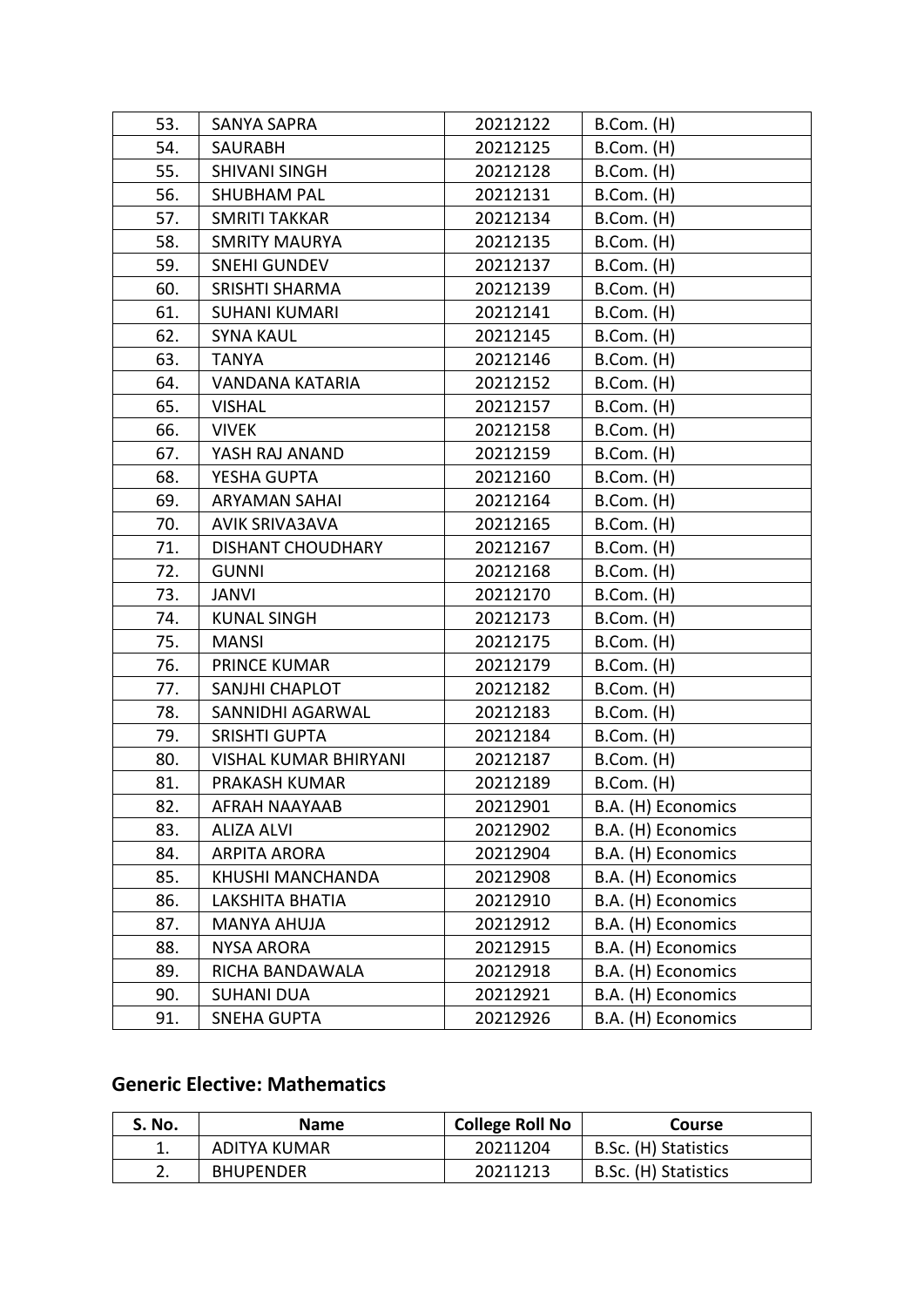| | | | |
|---|---|---|---|
| 53. | SANYA SAPRA | 20212122 | B.Com. (H) |
| 54. | SAURABH | 20212125 | B.Com. (H) |
| 55. | SHIVANI SINGH | 20212128 | B.Com. (H) |
| 56. | SHUBHAM PAL | 20212131 | B.Com. (H) |
| 57. | SMRITI TAKKAR | 20212134 | B.Com. (H) |
| 58. | SMRITY MAURYA | 20212135 | B.Com. (H) |
| 59. | SNEHI GUNDEV | 20212137 | B.Com. (H) |
| 60. | SRISHTI SHARMA | 20212139 | B.Com. (H) |
| 61. | SUHANI KUMARI | 20212141 | B.Com. (H) |
| 62. | SYNA KAUL | 20212145 | B.Com. (H) |
| 63. | TANYA | 20212146 | B.Com. (H) |
| 64. | VANDANA KATARIA | 20212152 | B.Com. (H) |
| 65. | VISHAL | 20212157 | B.Com. (H) |
| 66. | VIVEK | 20212158 | B.Com. (H) |
| 67. | YASH RAJ ANAND | 20212159 | B.Com. (H) |
| 68. | YESHA GUPTA | 20212160 | B.Com. (H) |
| 69. | ARYAMAN SAHAI | 20212164 | B.Com. (H) |
| 70. | AVIK SRIVA3AVA | 20212165 | B.Com. (H) |
| 71. | DISHANT CHOUDHARY | 20212167 | B.Com. (H) |
| 72. | GUNNI | 20212168 | B.Com. (H) |
| 73. | JANVI | 20212170 | B.Com. (H) |
| 74. | KUNAL SINGH | 20212173 | B.Com. (H) |
| 75. | MANSI | 20212175 | B.Com. (H) |
| 76. | PRINCE KUMAR | 20212179 | B.Com. (H) |
| 77. | SANJHI CHAPLOT | 20212182 | B.Com. (H) |
| 78. | SANNIDHI AGARWAL | 20212183 | B.Com. (H) |
| 79. | SRISHTI GUPTA | 20212184 | B.Com. (H) |
| 80. | VISHAL KUMAR BHIRYANI | 20212187 | B.Com. (H) |
| 81. | PRAKASH KUMAR | 20212189 | B.Com. (H) |
| 82. | AFRAH NAAYAAB | 20212901 | B.A. (H) Economics |
| 83. | ALIZA ALVI | 20212902 | B.A. (H) Economics |
| 84. | ARPITA ARORA | 20212904 | B.A. (H) Economics |
| 85. | KHUSHI MANCHANDA | 20212908 | B.A. (H) Economics |
| 86. | LAKSHITA BHATIA | 20212910 | B.A. (H) Economics |
| 87. | MANYA AHUJA | 20212912 | B.A. (H) Economics |
| 88. | NYSA ARORA | 20212915 | B.A. (H) Economics |
| 89. | RICHA BANDAWALA | 20212918 | B.A. (H) Economics |
| 90. | SUHANI DUA | 20212921 | B.A. (H) Economics |
| 91. | SNEHA GUPTA | 20212926 | B.A. (H) Economics |

## Generic Elective: Mathematics

| S. No. | Name | College Roll No | Course |
|---|---|---|---|
| 1. | ADITYA KUMAR | 20211204 | B.Sc. (H) Statistics |
| 2. | BHUPENDER | 20211213 | B.Sc. (H) Statistics |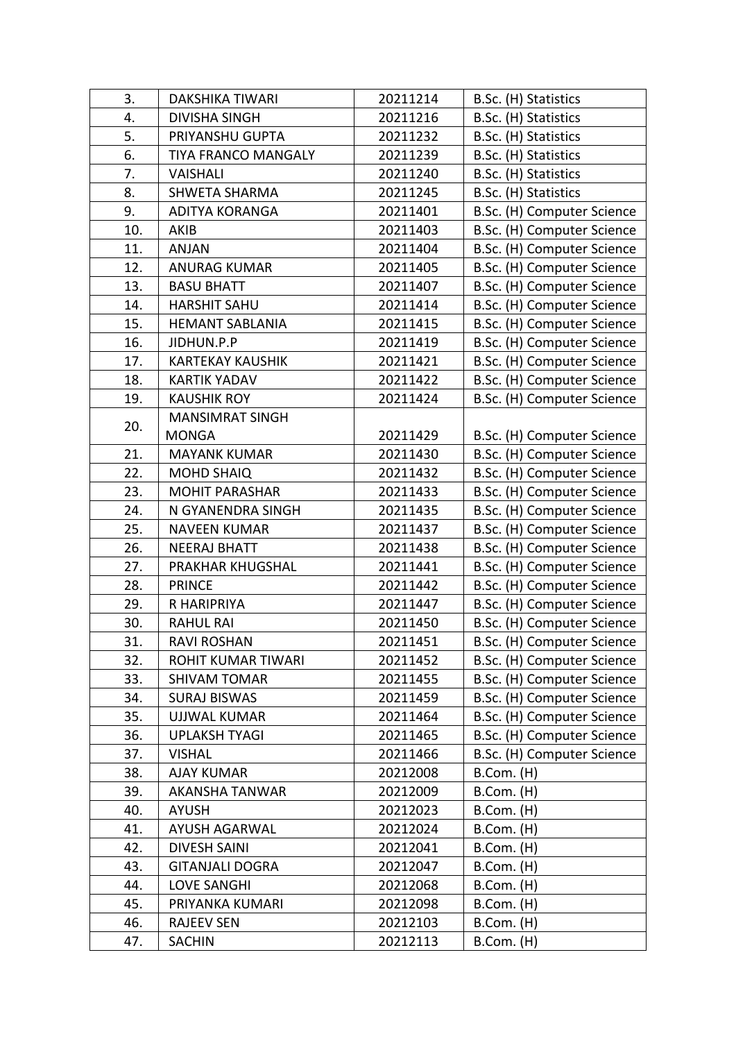| 3. | DAKSHIKA TIWARI | 20211214 | B.Sc. (H) Statistics |
|---|---|---|---|
| 4. | DIVISHA SINGH | 20211216 | B.Sc. (H) Statistics |
| 5. | PRIYANSHU GUPTA | 20211232 | B.Sc. (H) Statistics |
| 6. | TIYA FRANCO MANGALY | 20211239 | B.Sc. (H) Statistics |
| 7. | VAISHALI | 20211240 | B.Sc. (H) Statistics |
| 8. | SHWETA SHARMA | 20211245 | B.Sc. (H) Statistics |
| 9. | ADITYA KORANGA | 20211401 | B.Sc. (H) Computer Science |
| 10. | AKIB | 20211403 | B.Sc. (H) Computer Science |
| 11. | ANJAN | 20211404 | B.Sc. (H) Computer Science |
| 12. | ANURAG KUMAR | 20211405 | B.Sc. (H) Computer Science |
| 13. | BASU BHATT | 20211407 | B.Sc. (H) Computer Science |
| 14. | HARSHIT SAHU | 20211414 | B.Sc. (H) Computer Science |
| 15. | HEMANT SABLANIA | 20211415 | B.Sc. (H) Computer Science |
| 16. | JIDHUN.P.P | 20211419 | B.Sc. (H) Computer Science |
| 17. | KARTEKAY KAUSHIK | 20211421 | B.Sc. (H) Computer Science |
| 18. | KARTIK YADAV | 20211422 | B.Sc. (H) Computer Science |
| 19. | KAUSHIK ROY | 20211424 | B.Sc. (H) Computer Science |
| 20. | MANSIMRAT SINGH MONGA | 20211429 | B.Sc. (H) Computer Science |
| 21. | MAYANK KUMAR | 20211430 | B.Sc. (H) Computer Science |
| 22. | MOHD SHAIQ | 20211432 | B.Sc. (H) Computer Science |
| 23. | MOHIT PARASHAR | 20211433 | B.Sc. (H) Computer Science |
| 24. | N GYANENDRA SINGH | 20211435 | B.Sc. (H) Computer Science |
| 25. | NAVEEN KUMAR | 20211437 | B.Sc. (H) Computer Science |
| 26. | NEERAJ BHATT | 20211438 | B.Sc. (H) Computer Science |
| 27. | PRAKHAR KHUGSHAL | 20211441 | B.Sc. (H) Computer Science |
| 28. | PRINCE | 20211442 | B.Sc. (H) Computer Science |
| 29. | R HARIPRIYA | 20211447 | B.Sc. (H) Computer Science |
| 30. | RAHUL RAI | 20211450 | B.Sc. (H) Computer Science |
| 31. | RAVI ROSHAN | 20211451 | B.Sc. (H) Computer Science |
| 32. | ROHIT KUMAR TIWARI | 20211452 | B.Sc. (H) Computer Science |
| 33. | SHIVAM TOMAR | 20211455 | B.Sc. (H) Computer Science |
| 34. | SURAJ BISWAS | 20211459 | B.Sc. (H) Computer Science |
| 35. | UJJWAL KUMAR | 20211464 | B.Sc. (H) Computer Science |
| 36. | UPLAKSH TYAGI | 20211465 | B.Sc. (H) Computer Science |
| 37. | VISHAL | 20211466 | B.Sc. (H) Computer Science |
| 38. | AJAY KUMAR | 20212008 | B.Com. (H) |
| 39. | AKANSHA TANWAR | 20212009 | B.Com. (H) |
| 40. | AYUSH | 20212023 | B.Com. (H) |
| 41. | AYUSH AGARWAL | 20212024 | B.Com. (H) |
| 42. | DIVESH SAINI | 20212041 | B.Com. (H) |
| 43. | GITANJALI DOGRA | 20212047 | B.Com. (H) |
| 44. | LOVE SANGHI | 20212068 | B.Com. (H) |
| 45. | PRIYANKA KUMARI | 20212098 | B.Com. (H) |
| 46. | RAJEEV SEN | 20212103 | B.Com. (H) |
| 47. | SACHIN | 20212113 | B.Com. (H) |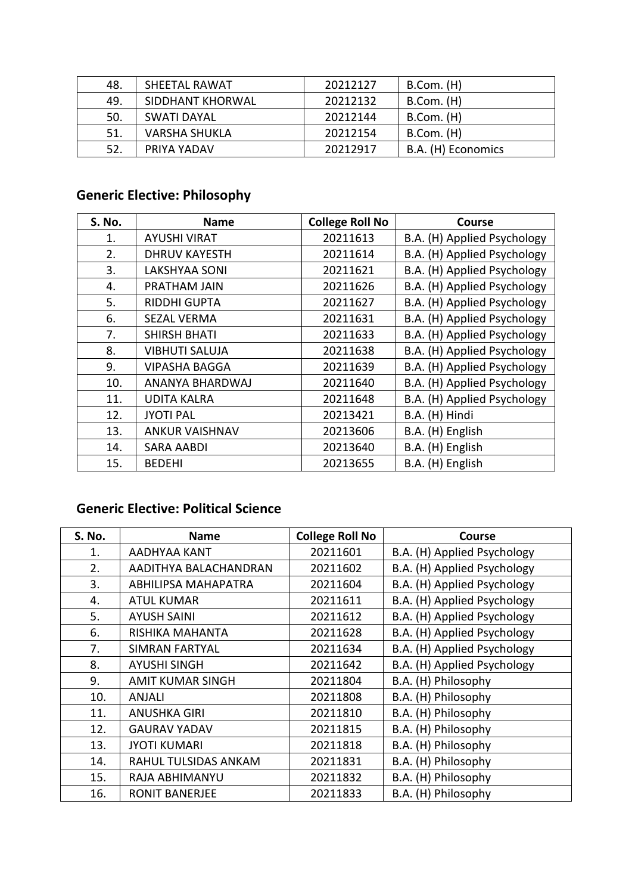| 48. | SHEETAL RAWAT | 20212127 | B.Com. (H) |
|---|---|---|---|
| 49. | SIDDHANT KHORWAL | 20212132 | B.Com. (H) |
| 50. | SWATI DAYAL | 20212144 | B.Com. (H) |
| 51. | VARSHA SHUKLA | 20212154 | B.Com. (H) |
| 52. | PRIYA YADAV | 20212917 | B.A. (H) Economics |

## Generic Elective: Philosophy

| S. No. | Name | College Roll No | Course |
|---|---|---|---|
| 1. | AYUSHI VIRAT | 20211613 | B.A. (H) Applied Psychology |
| 2. | DHRUV KAYESTH | 20211614 | B.A. (H) Applied Psychology |
| 3. | LAKSHYAA SONI | 20211621 | B.A. (H) Applied Psychology |
| 4. | PRATHAM JAIN | 20211626 | B.A. (H) Applied Psychology |
| 5. | RIDDHI GUPTA | 20211627 | B.A. (H) Applied Psychology |
| 6. | SEZAL VERMA | 20211631 | B.A. (H) Applied Psychology |
| 7. | SHIRSH BHATI | 20211633 | B.A. (H) Applied Psychology |
| 8. | VIBHUTI SALUJA | 20211638 | B.A. (H) Applied Psychology |
| 9. | VIPASHA BAGGA | 20211639 | B.A. (H) Applied Psychology |
| 10. | ANANYA BHARDWAJ | 20211640 | B.A. (H) Applied Psychology |
| 11. | UDITA KALRA | 20211648 | B.A. (H) Applied Psychology |
| 12. | JYOTI PAL | 20213421 | B.A. (H) Hindi |
| 13. | ANKUR VAISHNAV | 20213606 | B.A. (H) English |
| 14. | SARA AABDI | 20213640 | B.A. (H) English |
| 15. | BEDEHI | 20213655 | B.A. (H) English |

## Generic Elective: Political Science

| S. No. | Name | College Roll No | Course |
|---|---|---|---|
| 1. | AADHYAA KANT | 20211601 | B.A. (H) Applied Psychology |
| 2. | AADITHYA BALACHANDRAN | 20211602 | B.A. (H) Applied Psychology |
| 3. | ABHILIPSA MAHAPATRA | 20211604 | B.A. (H) Applied Psychology |
| 4. | ATUL KUMAR | 20211611 | B.A. (H) Applied Psychology |
| 5. | AYUSH SAINI | 20211612 | B.A. (H) Applied Psychology |
| 6. | RISHIKA MAHANTA | 20211628 | B.A. (H) Applied Psychology |
| 7. | SIMRAN FARTYAL | 20211634 | B.A. (H) Applied Psychology |
| 8. | AYUSHI SINGH | 20211642 | B.A. (H) Applied Psychology |
| 9. | AMIT KUMAR SINGH | 20211804 | B.A. (H) Philosophy |
| 10. | ANJALI | 20211808 | B.A. (H) Philosophy |
| 11. | ANUSHKA GIRI | 20211810 | B.A. (H) Philosophy |
| 12. | GAURAV YADAV | 20211815 | B.A. (H) Philosophy |
| 13. | JYOTI KUMARI | 20211818 | B.A. (H) Philosophy |
| 14. | RAHUL TULSIDAS ANKAM | 20211831 | B.A. (H) Philosophy |
| 15. | RAJA ABHIMANYU | 20211832 | B.A. (H) Philosophy |
| 16. | RONIT BANERJEE | 20211833 | B.A. (H) Philosophy |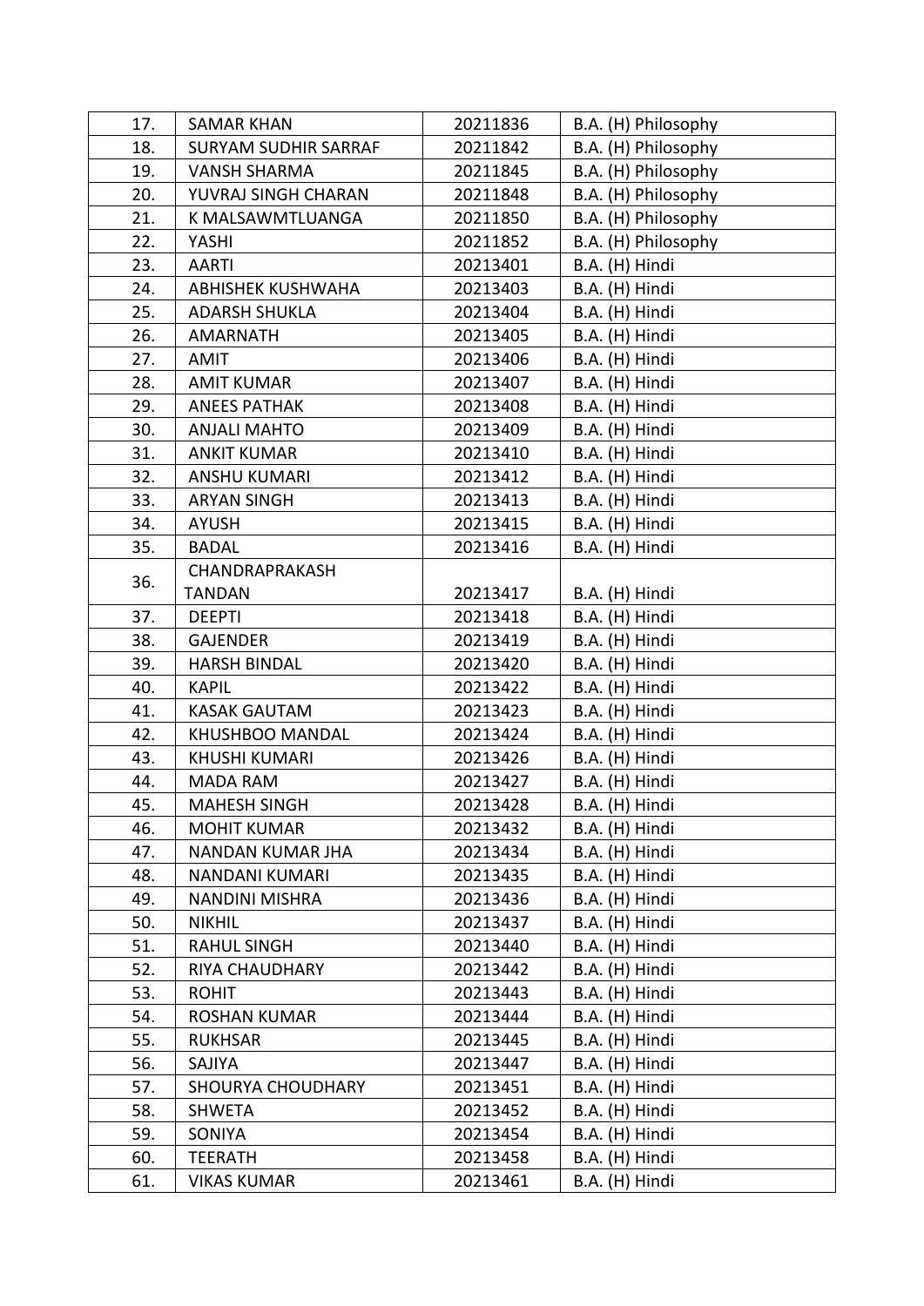| 17. | SAMAR KHAN | 20211836 | B.A. (H) Philosophy |
|---|---|---|---|
| 18. | SURYAM SUDHIR SARRAF | 20211842 | B.A. (H) Philosophy |
| 19. | VANSH SHARMA | 20211845 | B.A. (H) Philosophy |
| 20. | YUVRAJ SINGH CHARAN | 20211848 | B.A. (H) Philosophy |
| 21. | K MALSAWMTLUANGA | 20211850 | B.A. (H) Philosophy |
| 22. | YASHI | 20211852 | B.A. (H) Philosophy |
| 23. | AARTI | 20213401 | B.A. (H) Hindi |
| 24. | ABHISHEK KUSHWAHA | 20213403 | B.A. (H) Hindi |
| 25. | ADARSH SHUKLA | 20213404 | B.A. (H) Hindi |
| 26. | AMARNATH | 20213405 | B.A. (H) Hindi |
| 27. | AMIT | 20213406 | B.A. (H) Hindi |
| 28. | AMIT KUMAR | 20213407 | B.A. (H) Hindi |
| 29. | ANEES PATHAK | 20213408 | B.A. (H) Hindi |
| 30. | ANJALI MAHTO | 20213409 | B.A. (H) Hindi |
| 31. | ANKIT KUMAR | 20213410 | B.A. (H) Hindi |
| 32. | ANSHU KUMARI | 20213412 | B.A. (H) Hindi |
| 33. | ARYAN SINGH | 20213413 | B.A. (H) Hindi |
| 34. | AYUSH | 20213415 | B.A. (H) Hindi |
| 35. | BADAL | 20213416 | B.A. (H) Hindi |
| 36. | CHANDRAPRAKASH TANDAN | 20213417 | B.A. (H) Hindi |
| 37. | DEEPTI | 20213418 | B.A. (H) Hindi |
| 38. | GAJENDER | 20213419 | B.A. (H) Hindi |
| 39. | HARSH BINDAL | 20213420 | B.A. (H) Hindi |
| 40. | KAPIL | 20213422 | B.A. (H) Hindi |
| 41. | KASAK GAUTAM | 20213423 | B.A. (H) Hindi |
| 42. | KHUSHBOO MANDAL | 20213424 | B.A. (H) Hindi |
| 43. | KHUSHI KUMARI | 20213426 | B.A. (H) Hindi |
| 44. | MADA RAM | 20213427 | B.A. (H) Hindi |
| 45. | MAHESH SINGH | 20213428 | B.A. (H) Hindi |
| 46. | MOHIT KUMAR | 20213432 | B.A. (H) Hindi |
| 47. | NANDAN KUMAR JHA | 20213434 | B.A. (H) Hindi |
| 48. | NANDANI KUMARI | 20213435 | B.A. (H) Hindi |
| 49. | NANDINI MISHRA | 20213436 | B.A. (H) Hindi |
| 50. | NIKHIL | 20213437 | B.A. (H) Hindi |
| 51. | RAHUL SINGH | 20213440 | B.A. (H) Hindi |
| 52. | RIYA CHAUDHARY | 20213442 | B.A. (H) Hindi |
| 53. | ROHIT | 20213443 | B.A. (H) Hindi |
| 54. | ROSHAN KUMAR | 20213444 | B.A. (H) Hindi |
| 55. | RUKHSAR | 20213445 | B.A. (H) Hindi |
| 56. | SAJIYA | 20213447 | B.A. (H) Hindi |
| 57. | SHOURYA CHOUDHARY | 20213451 | B.A. (H) Hindi |
| 58. | SHWETA | 20213452 | B.A. (H) Hindi |
| 59. | SONIYA | 20213454 | B.A. (H) Hindi |
| 60. | TEERATH | 20213458 | B.A. (H) Hindi |
| 61. | VIKAS KUMAR | 20213461 | B.A. (H) Hindi |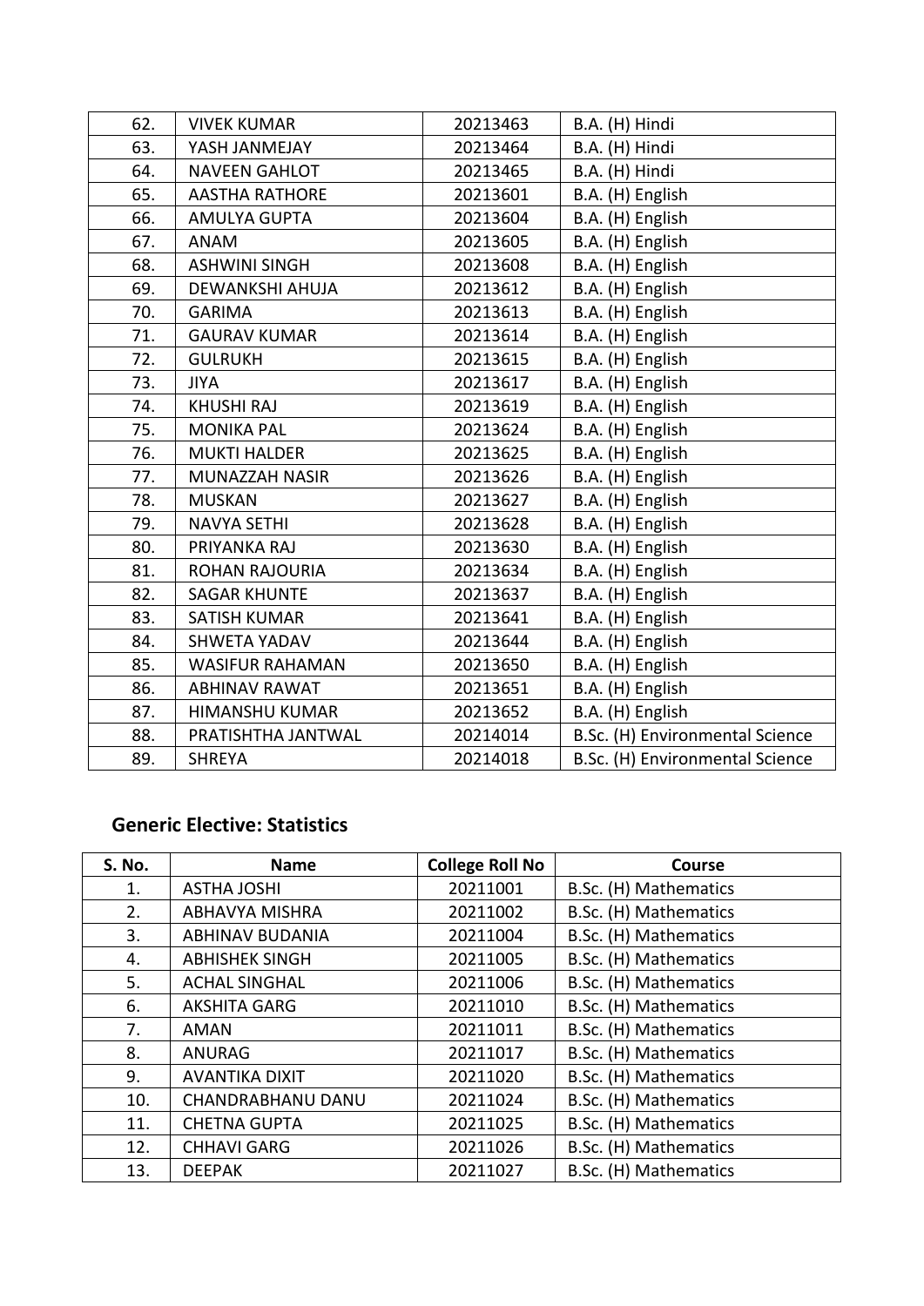| | | | |
|---|---|---|---|
| 62. | VIVEK KUMAR | 20213463 | B.A. (H) Hindi |
| 63. | YASH JANMEJAY | 20213464 | B.A. (H) Hindi |
| 64. | NAVEEN GAHLOT | 20213465 | B.A. (H) Hindi |
| 65. | AASTHA RATHORE | 20213601 | B.A. (H) English |
| 66. | AMULYA GUPTA | 20213604 | B.A. (H) English |
| 67. | ANAM | 20213605 | B.A. (H) English |
| 68. | ASHWINI SINGH | 20213608 | B.A. (H) English |
| 69. | DEWANKSHI AHUJA | 20213612 | B.A. (H) English |
| 70. | GARIMA | 20213613 | B.A. (H) English |
| 71. | GAURAV KUMAR | 20213614 | B.A. (H) English |
| 72. | GULRUKH | 20213615 | B.A. (H) English |
| 73. | JIYA | 20213617 | B.A. (H) English |
| 74. | KHUSHI RAJ | 20213619 | B.A. (H) English |
| 75. | MONIKA PAL | 20213624 | B.A. (H) English |
| 76. | MUKTI HALDER | 20213625 | B.A. (H) English |
| 77. | MUNAZZAH NASIR | 20213626 | B.A. (H) English |
| 78. | MUSKAN | 20213627 | B.A. (H) English |
| 79. | NAVYA SETHI | 20213628 | B.A. (H) English |
| 80. | PRIYANKA RAJ | 20213630 | B.A. (H) English |
| 81. | ROHAN RAJOURIA | 20213634 | B.A. (H) English |
| 82. | SAGAR KHUNTE | 20213637 | B.A. (H) English |
| 83. | SATISH KUMAR | 20213641 | B.A. (H) English |
| 84. | SHWETA YADAV | 20213644 | B.A. (H) English |
| 85. | WASIFUR RAHAMAN | 20213650 | B.A. (H) English |
| 86. | ABHINAV RAWAT | 20213651 | B.A. (H) English |
| 87. | HIMANSHU KUMAR | 20213652 | B.A. (H) English |
| 88. | PRATISHTHA JANTWAL | 20214014 | B.Sc. (H) Environmental Science |
| 89. | SHREYA | 20214018 | B.Sc. (H) Environmental Science |

## Generic Elective: Statistics

| S. No. | Name | College Roll No | Course |
|---|---|---|---|
| 1. | ASTHA JOSHI | 20211001 | B.Sc. (H) Mathematics |
| 2. | ABHAVYA MISHRA | 20211002 | B.Sc. (H) Mathematics |
| 3. | ABHINAV BUDANIA | 20211004 | B.Sc. (H) Mathematics |
| 4. | ABHISHEK SINGH | 20211005 | B.Sc. (H) Mathematics |
| 5. | ACHAL SINGHAL | 20211006 | B.Sc. (H) Mathematics |
| 6. | AKSHITA GARG | 20211010 | B.Sc. (H) Mathematics |
| 7. | AMAN | 20211011 | B.Sc. (H) Mathematics |
| 8. | ANURAG | 20211017 | B.Sc. (H) Mathematics |
| 9. | AVANTIKA DIXIT | 20211020 | B.Sc. (H) Mathematics |
| 10. | CHANDRABHANU DANU | 20211024 | B.Sc. (H) Mathematics |
| 11. | CHETNA GUPTA | 20211025 | B.Sc. (H) Mathematics |
| 12. | CHHAVI GARG | 20211026 | B.Sc. (H) Mathematics |
| 13. | DEEPAK | 20211027 | B.Sc. (H) Mathematics |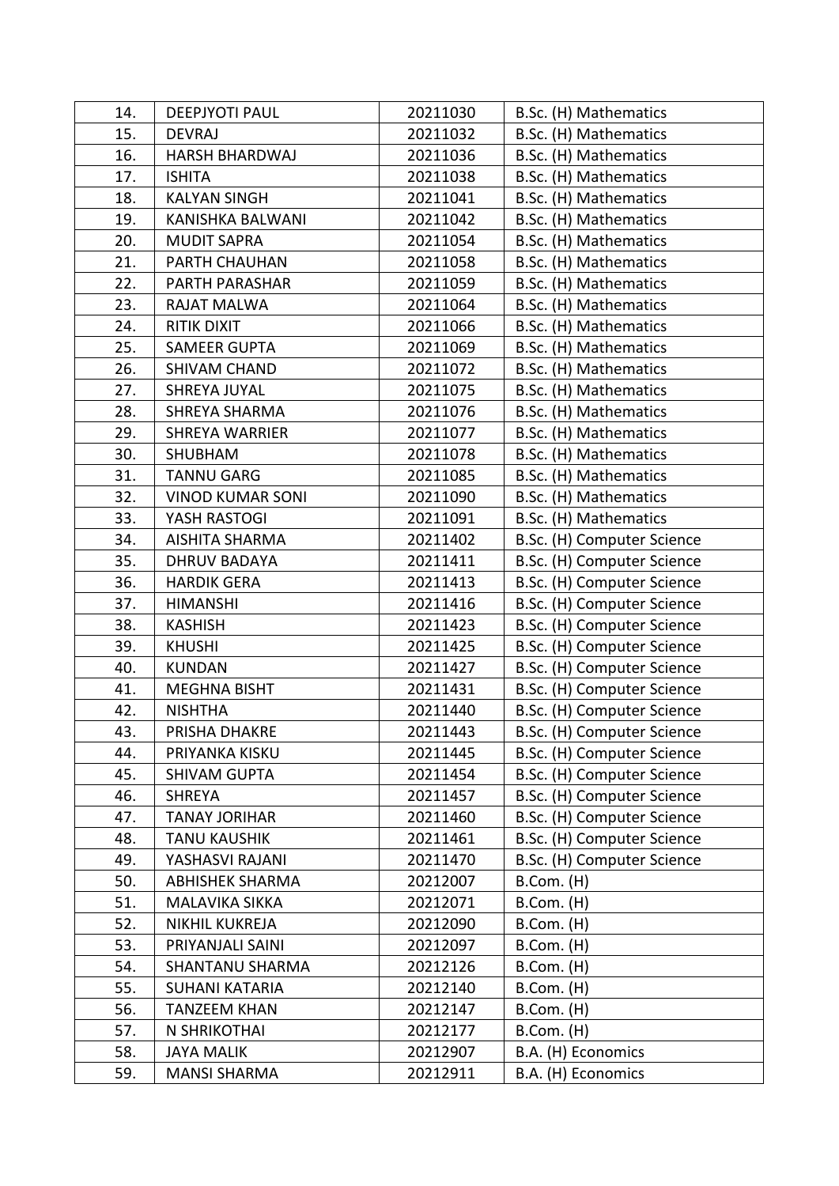| | | | |
|---|---|---|---|
| 14. | DEEPJYOTI PAUL | 20211030 | B.Sc. (H) Mathematics |
| 15. | DEVRAJ | 20211032 | B.Sc. (H) Mathematics |
| 16. | HARSH BHARDWAJ | 20211036 | B.Sc. (H) Mathematics |
| 17. | ISHITA | 20211038 | B.Sc. (H) Mathematics |
| 18. | KALYAN SINGH | 20211041 | B.Sc. (H) Mathematics |
| 19. | KANISHKA BALWANI | 20211042 | B.Sc. (H) Mathematics |
| 20. | MUDIT SAPRA | 20211054 | B.Sc. (H) Mathematics |
| 21. | PARTH CHAUHAN | 20211058 | B.Sc. (H) Mathematics |
| 22. | PARTH PARASHAR | 20211059 | B.Sc. (H) Mathematics |
| 23. | RAJAT MALWA | 20211064 | B.Sc. (H) Mathematics |
| 24. | RITIK DIXIT | 20211066 | B.Sc. (H) Mathematics |
| 25. | SAMEER GUPTA | 20211069 | B.Sc. (H) Mathematics |
| 26. | SHIVAM CHAND | 20211072 | B.Sc. (H) Mathematics |
| 27. | SHREYA JUYAL | 20211075 | B.Sc. (H) Mathematics |
| 28. | SHREYA SHARMA | 20211076 | B.Sc. (H) Mathematics |
| 29. | SHREYA WARRIER | 20211077 | B.Sc. (H) Mathematics |
| 30. | SHUBHAM | 20211078 | B.Sc. (H) Mathematics |
| 31. | TANNU GARG | 20211085 | B.Sc. (H) Mathematics |
| 32. | VINOD KUMAR SONI | 20211090 | B.Sc. (H) Mathematics |
| 33. | YASH RASTOGI | 20211091 | B.Sc. (H) Mathematics |
| 34. | AISHITA SHARMA | 20211402 | B.Sc. (H) Computer Science |
| 35. | DHRUV BADAYA | 20211411 | B.Sc. (H) Computer Science |
| 36. | HARDIK GERA | 20211413 | B.Sc. (H) Computer Science |
| 37. | HIMANSHI | 20211416 | B.Sc. (H) Computer Science |
| 38. | KASHISH | 20211423 | B.Sc. (H) Computer Science |
| 39. | KHUSHI | 20211425 | B.Sc. (H) Computer Science |
| 40. | KUNDAN | 20211427 | B.Sc. (H) Computer Science |
| 41. | MEGHNA BISHT | 20211431 | B.Sc. (H) Computer Science |
| 42. | NISHTHA | 20211440 | B.Sc. (H) Computer Science |
| 43. | PRISHA DHAKRE | 20211443 | B.Sc. (H) Computer Science |
| 44. | PRIYANKA KISKU | 20211445 | B.Sc. (H) Computer Science |
| 45. | SHIVAM GUPTA | 20211454 | B.Sc. (H) Computer Science |
| 46. | SHREYA | 20211457 | B.Sc. (H) Computer Science |
| 47. | TANAY JORIHAR | 20211460 | B.Sc. (H) Computer Science |
| 48. | TANU KAUSHIK | 20211461 | B.Sc. (H) Computer Science |
| 49. | YASHASVI RAJANI | 20211470 | B.Sc. (H) Computer Science |
| 50. | ABHISHEK SHARMA | 20212007 | B.Com. (H) |
| 51. | MALAVIKA SIKKA | 20212071 | B.Com. (H) |
| 52. | NIKHIL KUKREJA | 20212090 | B.Com. (H) |
| 53. | PRIYANJALI SAINI | 20212097 | B.Com. (H) |
| 54. | SHANTANU SHARMA | 20212126 | B.Com. (H) |
| 55. | SUHANI KATARIA | 20212140 | B.Com. (H) |
| 56. | TANZEEM KHAN | 20212147 | B.Com. (H) |
| 57. | N SHRIKOTHAI | 20212177 | B.Com. (H) |
| 58. | JAYA MALIK | 20212907 | B.A. (H) Economics |
| 59. | MANSI SHARMA | 20212911 | B.A. (H) Economics |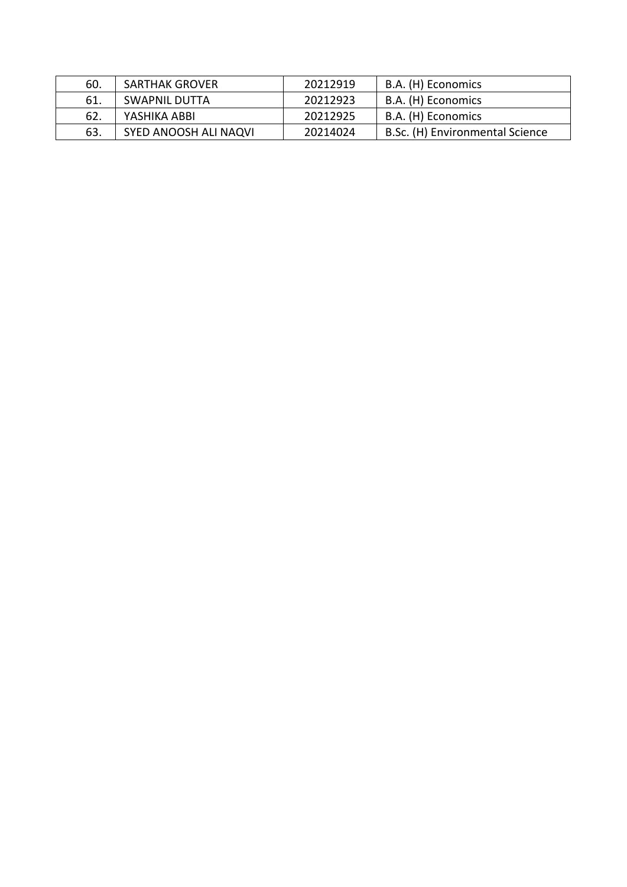| | | | |
|---|---|---|---|
| 60. | SARTHAK GROVER | 20212919 | B.A. (H) Economics |
| 61. | SWAPNIL DUTTA | 20212923 | B.A. (H) Economics |
| 62. | YASHIKA ABBI | 20212925 | B.A. (H) Economics |
| 63. | SYED ANOOSH ALI NAQVI | 20214024 | B.Sc. (H) Environmental Science |